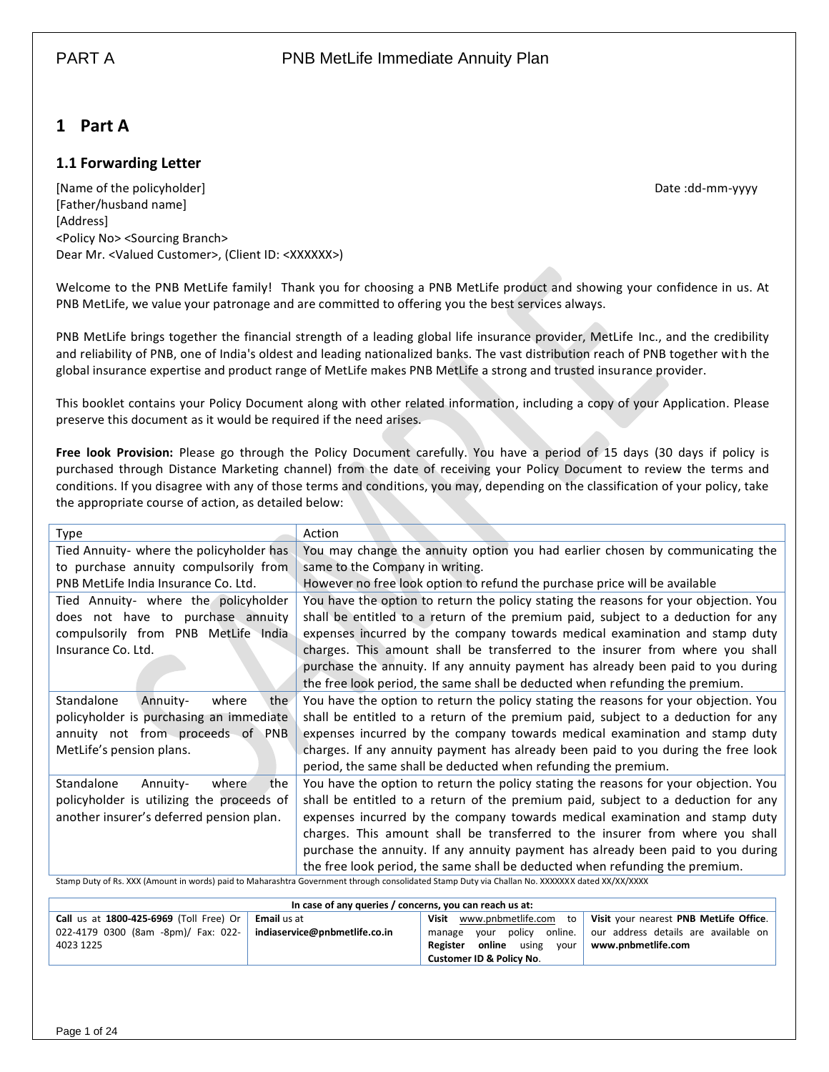# 1 Part A

## 1.1 Forwarding Letter

[Name of the policyholder]  
[Father/husband name]  
[Address]  
<Policy No> <Sourcing Branch>  
Dear Mr. <Valued Customer>, (Client ID: <XXXXXX>)

Date :dd-mm-yyyy

Welcome to the PNB MetLife family! Thank you for choosing a PNB MetLife product and showing your confidence in us. At PNB MetLife, we value your patronage and are committed to offering you the best services always.

PNB MetLife brings together the financial strength of a leading global life insurance provider, MetLife Inc., and the credibility and reliability of PNB, one of India's oldest and leading nationalized banks. The vast distribution reach of PNB together with the global insurance expertise and product range of MetLife makes PNB MetLife a strong and trusted insurance provider.

This booklet contains your Policy Document along with other related information, including a copy of your Application. Please preserve this document as it would be required if the need arises.

**Free look Provision:** Please go through the Policy Document carefully. You have a period of 15 days (30 days if policy is purchased through Distance Marketing channel) from the date of receiving your Policy Document to review the terms and conditions. If you disagree with any of those terms and conditions, you may, depending on the classification of your policy, take the appropriate course of action, as detailed below:

| Type | Action |
|---|---|
| Tied Annuity- where the policyholder has to purchase annuity compulsorily from PNB MetLife India Insurance Co. Ltd. | You may change the annuity option you had earlier chosen by communicating the same to the Company in writing.<br>However no free look option to refund the purchase price will be available |
| Tied Annuity- where the policyholder does not have to purchase annuity compulsorily from PNB MetLife India Insurance Co. Ltd. | You have the option to return the policy stating the reasons for your objection. You shall be entitled to a return of the premium paid, subject to a deduction for any expenses incurred by the company towards medical examination and stamp duty charges. This amount shall be transferred to the insurer from where you shall purchase the annuity. If any annuity payment has already been paid to you during the free look period, the same shall be deducted when refunding the premium. |
| Standalone Annuity- where the policyholder is purchasing an immediate annuity not from proceeds of PNB MetLife's pension plans. | You have the option to return the policy stating the reasons for your objection. You shall be entitled to a return of the premium paid, subject to a deduction for any expenses incurred by the company towards medical examination and stamp duty charges. If any annuity payment has already been paid to you during the free look period, the same shall be deducted when refunding the premium. |
| Standalone Annuity- where the policyholder is utilizing the proceeds of another insurer's deferred pension plan. | You have the option to return the policy stating the reasons for your objection. You shall be entitled to a return of the premium paid, subject to a deduction for any expenses incurred by the company towards medical examination and stamp duty charges. This amount shall be transferred to the insurer from where you shall purchase the annuity. If any annuity payment has already been paid to you during the free look period, the same shall be deducted when refunding the premium. |

Stamp Duty of Rs. XXX (Amount in words) paid to Maharashtra Government through consolidated Stamp Duty via Challan No. XXXXXXX dated XX/XX/XXXX

| In case of any queries / concerns, you can reach us at: | | | |
|---|---|---|---|
| **Call** us at **1800-425-6969** (Toll Free) Or 022-4179 0300 (8am -8pm)/ Fax: 022-4023 1225 | **Email** us at **indiaservice@pnbmetlife.co.in** | **Visit** www.pnbmetlife.com to manage your policy online. **Register online** using your **Customer ID & Policy No**. | **Visit** your nearest **PNB MetLife Office**. our address details are available on **www.pnbmetlife.com** |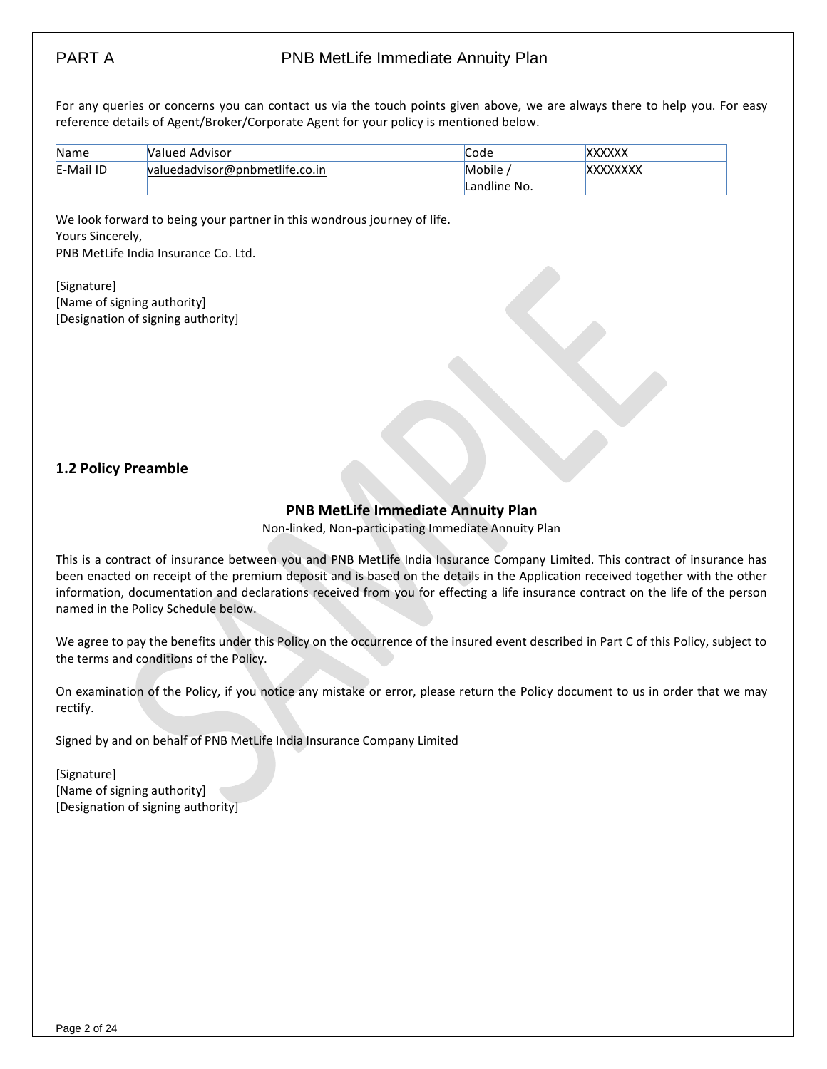PART A

# PNB MetLife Immediate Annuity Plan

For any queries or concerns you can contact us via the touch points given above, we are always there to help you. For easy reference details of Agent/Broker/Corporate Agent for your policy is mentioned below.

| Name | Valued Advisor | Code | XXXXXX |
|---|---|---|---|
| E-Mail ID | valuedadvisor@pnbmetlife.co.in | Mobile / Landline No. | XXXXXXXX |

We look forward to being your partner in this wondrous journey of life.
Yours Sincerely,
PNB MetLife India Insurance Co. Ltd.

[Signature]
[Name of signing authority]
[Designation of signing authority]

## 1.2 Policy Preamble

**PNB MetLife Immediate Annuity Plan**

Non-linked, Non-participating Immediate Annuity Plan

This is a contract of insurance between you and PNB MetLife India Insurance Company Limited. This contract of insurance has been enacted on receipt of the premium deposit and is based on the details in the Application received together with the other information, documentation and declarations received from you for effecting a life insurance contract on the life of the person named in the Policy Schedule below.

We agree to pay the benefits under this Policy on the occurrence of the insured event described in Part C of this Policy, subject to the terms and conditions of the Policy.

On examination of the Policy, if you notice any mistake or error, please return the Policy document to us in order that we may rectify.

Signed by and on behalf of PNB MetLife India Insurance Company Limited

[Signature]
[Name of signing authority]
[Designation of signing authority]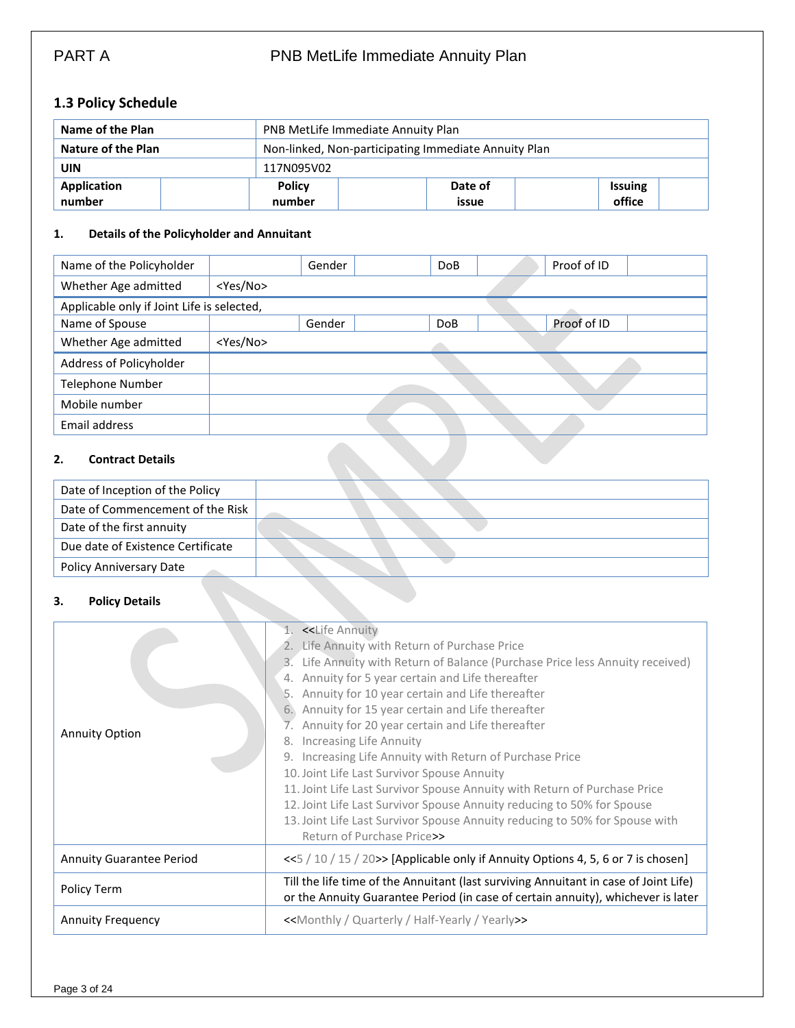PART A PNB MetLife Immediate Annuity Plan

## 1.3 Policy Schedule

| Name of the Plan | PNB MetLife Immediate Annuity Plan | | | | | | |
|---|---|---|---|---|---|---|---|
| Nature of the Plan | Non-linked, Non-participating Immediate Annuity Plan | | | | | | |
| UIN | 117N095V02 | | | | | | |
| Application number | | Policy number | | Date of issue | | Issuing office | |

### 1. Details of the Policyholder and Annuitant

| Name of the Policyholder | | Gender | | DoB | | Proof of ID | |
|---|---|---|---|---|---|---|---|
| Whether Age admitted | <Yes/No> | | | | | | |
| Applicable only if Joint Life is selected, | | | | | | | |
| Name of Spouse | | Gender | | DoB | | Proof of ID | |
| Whether Age admitted | <Yes/No> | | | | | | |
| Address of Policyholder | | | | | | | |
| Telephone Number | | | | | | | |
| Mobile number | | | | | | | |
| Email address | | | | | | | |

### 2. Contract Details

| Date of Inception of the Policy | |
|---|---|
| Date of Commencement of the Risk | |
| Date of the first annuity | |
| Due date of Existence Certificate | |
| Policy Anniversary Date | |

### 3. Policy Details

| Annuity Option | 1. <<Life Annuity<br>2. Life Annuity with Return of Purchase Price<br>3. Life Annuity with Return of Balance (Purchase Price less Annuity received)<br>4. Annuity for 5 year certain and Life thereafter<br>5. Annuity for 10 year certain and Life thereafter<br>6. Annuity for 15 year certain and Life thereafter<br>7. Annuity for 20 year certain and Life thereafter<br>8. Increasing Life Annuity<br>9. Increasing Life Annuity with Return of Purchase Price<br>10. Joint Life Last Survivor Spouse Annuity<br>11. Joint Life Last Survivor Spouse Annuity with Return of Purchase Price<br>12. Joint Life Last Survivor Spouse Annuity reducing to 50% for Spouse<br>13. Joint Life Last Survivor Spouse Annuity reducing to 50% for Spouse with Return of Purchase Price>> |
|---|---|
| Annuity Guarantee Period | <<5 / 10 / 15 / 20>> [Applicable only if Annuity Options 4, 5, 6 or 7 is chosen] |
| Policy Term | Till the life time of the Annuitant (last surviving Annuitant in case of Joint Life) or the Annuity Guarantee Period (in case of certain annuity), whichever is later |
| Annuity Frequency | <<Monthly / Quarterly / Half-Yearly / Yearly>> |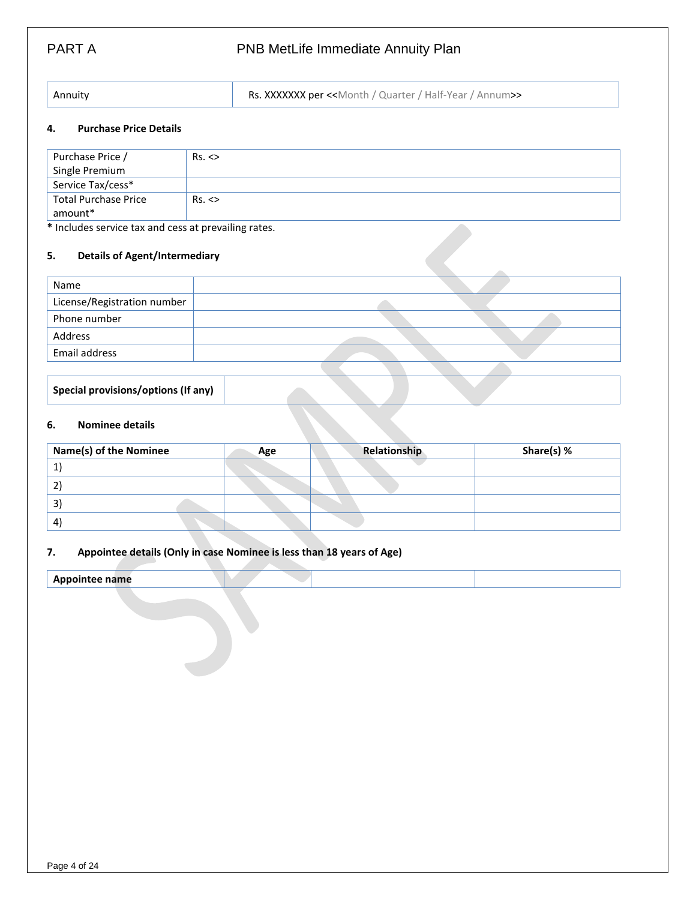| Annuity | Rs. XXXXXXX per <<Month / Quarter / Half-Year / Annum>> |
|---|---|

### 4. Purchase Price Details

| Purchase Price / Single Premium | Rs. <> |
|---|---|
| Service Tax/cess* | |
| Total Purchase Price amount* | Rs. <> |

* Includes service tax and cess at prevailing rates.

### 5. Details of Agent/Intermediary

| Name | |
|---|---|
| License/Registration number | |
| Phone number | |
| Address | |
| Email address | |

| **Special provisions/options (If any)** | |
|---|---|

### 6. Nominee details

| Name(s) of the Nominee | Age | Relationship | Share(s) % |
|---|---|---|---|
| 1) | | | |
| 2) | | | |
| 3) | | | |
| 4) | | | |

### 7. Appointee details (Only in case Nominee is less than 18 years of Age)

| **Appointee name** | | | |
|---|---|---|---|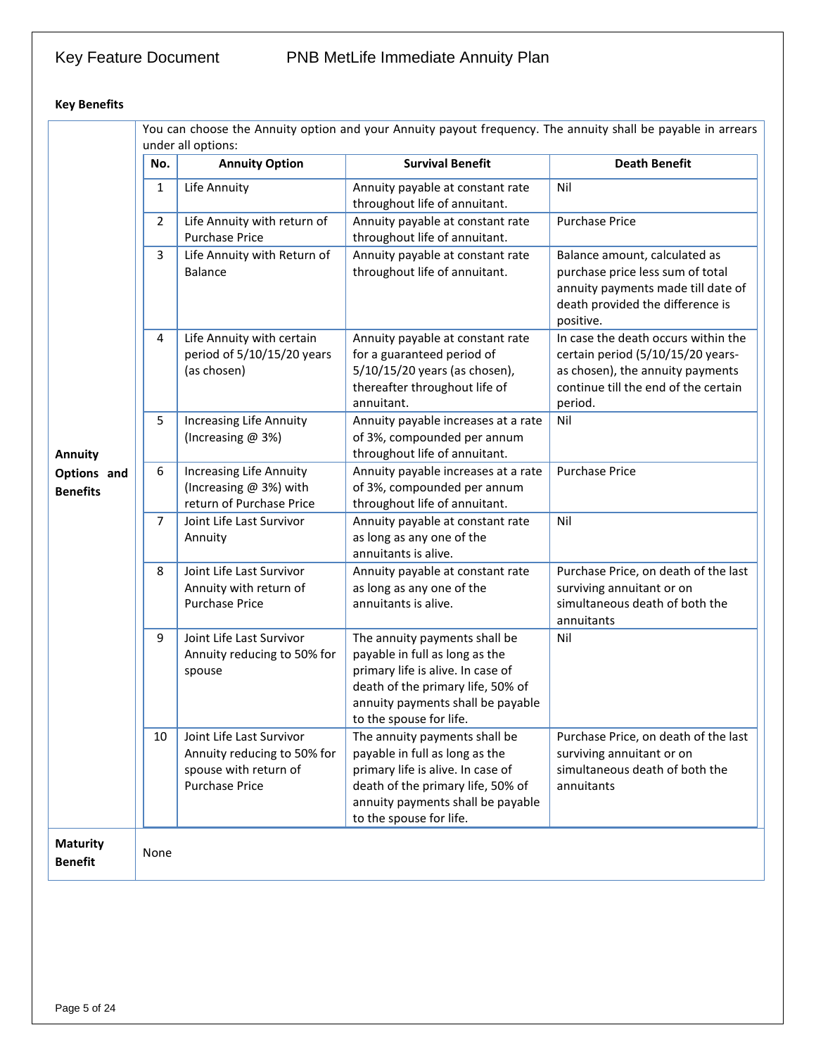**Key Benefits**

<table>
<tr>
<td><b>Annuity Options and Benefits</b></td>
<td>
You can choose the Annuity option and your Annuity payout frequency. The annuity shall be payable in arrears under all options:

| No. | Annuity Option | Survival Benefit | Death Benefit |
|---|---|---|---|
| 1 | Life Annuity | Annuity payable at constant rate throughout life of annuitant. | Nil |
| 2 | Life Annuity with return of Purchase Price | Annuity payable at constant rate throughout life of annuitant. | Purchase Price |
| 3 | Life Annuity with Return of Balance | Annuity payable at constant rate throughout life of annuitant. | Balance amount, calculated as purchase price less sum of total annuity payments made till date of death provided the difference is positive. |
| 4 | Life Annuity with certain period of 5/10/15/20 years (as chosen) | Annuity payable at constant rate for a guaranteed period of 5/10/15/20 years (as chosen), thereafter throughout life of annuitant. | In case the death occurs within the certain period (5/10/15/20 years- as chosen), the annuity payments continue till the end of the certain period. |
| 5 | Increasing Life Annuity (Increasing @ 3%) | Annuity payable increases at a rate of 3%, compounded per annum throughout life of annuitant. | Nil |
| 6 | Increasing Life Annuity (Increasing @ 3%) with return of Purchase Price | Annuity payable increases at a rate of 3%, compounded per annum throughout life of annuitant. | Purchase Price |
| 7 | Joint Life Last Survivor Annuity | Annuity payable at constant rate as long as any one of the annuitants is alive. | Nil |
| 8 | Joint Life Last Survivor Annuity with return of Purchase Price | Annuity payable at constant rate as long as any one of the annuitants is alive. | Purchase Price, on death of the last surviving annuitant or on simultaneous death of both the annuitants |
| 9 | Joint Life Last Survivor Annuity reducing to 50% for spouse | The annuity payments shall be payable in full as long as the primary life is alive. In case of death of the primary life, 50% of annuity payments shall be payable to the spouse for life. | Nil |
| 10 | Joint Life Last Survivor Annuity reducing to 50% for spouse with return of Purchase Price | The annuity payments shall be payable in full as long as the primary life is alive. In case of death of the primary life, 50% of annuity payments shall be payable to the spouse for life. | Purchase Price, on death of the last surviving annuitant or on simultaneous death of both the annuitants |

</td>
</tr>
<tr>
<td><b>Maturity Benefit</b></td>
<td>None</td>
</tr>
</table>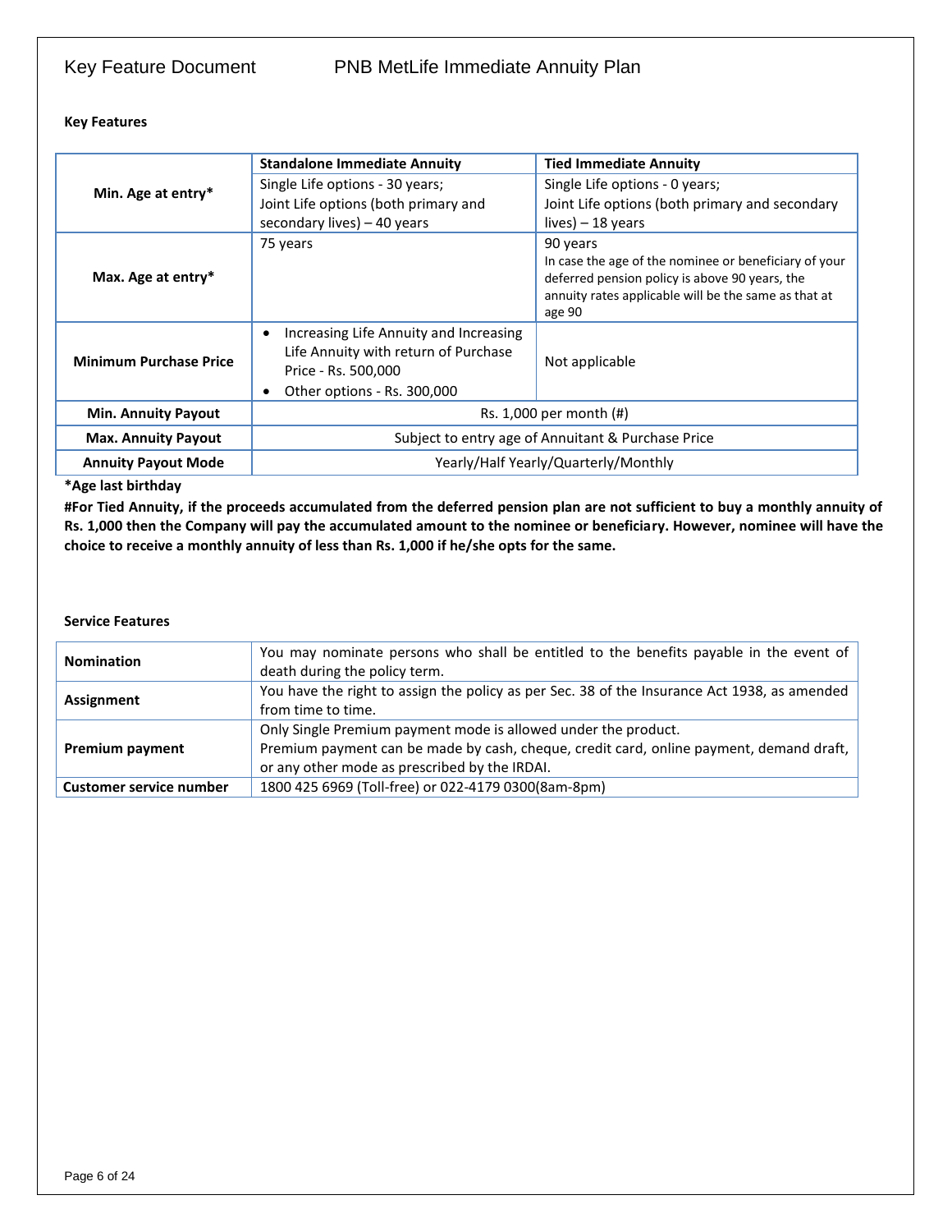**Key Features**

| | Standalone Immediate Annuity | Tied Immediate Annuity |
|---|---|---|
| **Min. Age at entry*** | Single Life options - 30 years;<br>Joint Life options (both primary and secondary lives) – 40 years | Single Life options - 0 years;<br>Joint Life options (both primary and secondary lives) – 18 years |
| **Max. Age at entry*** | 75 years | 90 years<br>In case the age of the nominee or beneficiary of your deferred pension policy is above 90 years, the annuity rates applicable will be the same as that at age 90 |
| **Minimum Purchase Price** | • Increasing Life Annuity and Increasing Life Annuity with return of Purchase Price - Rs. 500,000<br>• Other options - Rs. 300,000 | Not applicable |
| **Min. Annuity Payout** | Rs. 1,000 per month (#) | |
| **Max. Annuity Payout** | Subject to entry age of Annuitant & Purchase Price | |
| **Annuity Payout Mode** | Yearly/Half Yearly/Quarterly/Monthly | |

***Age last birthday**

**#For Tied Annuity, if the proceeds accumulated from the deferred pension plan are not sufficient to buy a monthly annuity of Rs. 1,000 then the Company will pay the accumulated amount to the nominee or beneficiary. However, nominee will have the choice to receive a monthly annuity of less than Rs. 1,000 if he/she opts for the same.**

**Service Features**

| | |
|---|---|
| **Nomination** | You may nominate persons who shall be entitled to the benefits payable in the event of death during the policy term. |
| **Assignment** | You have the right to assign the policy as per Sec. 38 of the Insurance Act 1938, as amended from time to time. |
| **Premium payment** | Only Single Premium payment mode is allowed under the product.<br>Premium payment can be made by cash, cheque, credit card, online payment, demand draft, or any other mode as prescribed by the IRDAI. |
| **Customer service number** | 1800 425 6969 (Toll-free) or 022-4179 0300(8am-8pm) |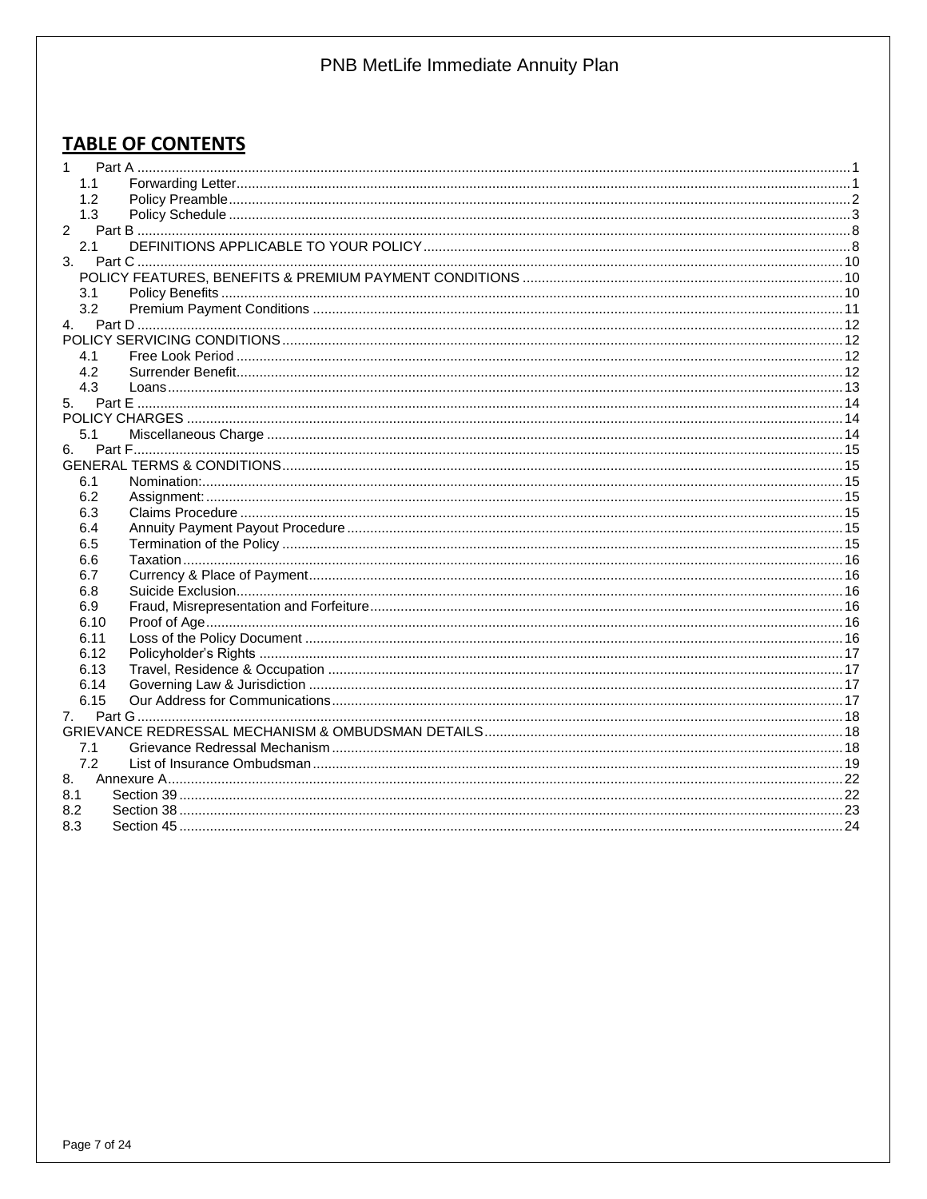## TABLE OF CONTENTS

- 1 Part A ... 1
  - 1.1 Forwarding Letter ... 1
  - 1.2 Policy Preamble ... 2
  - 1.3 Policy Schedule ... 3
- 2 Part B ... 8
  - 2.1 DEFINITIONS APPLICABLE TO YOUR POLICY ... 8
- 3. Part C ... 10
  - POLICY FEATURES, BENEFITS & PREMIUM PAYMENT CONDITIONS ... 10
  - 3.1 Policy Benefits ... 10
  - 3.2 Premium Payment Conditions ... 11
- 4. Part D ... 12
- POLICY SERVICING CONDITIONS ... 12
  - 4.1 Free Look Period ... 12
  - 4.2 Surrender Benefit ... 12
  - 4.3 Loans ... 13
- 5. Part E ... 14
- POLICY CHARGES ... 14
  - 5.1 Miscellaneous Charge ... 14
- 6. Part F ... 15
- GENERAL TERMS & CONDITIONS ... 15
  - 6.1 Nomination: ... 15
  - 6.2 Assignment: ... 15
  - 6.3 Claims Procedure ... 15
  - 6.4 Annuity Payment Payout Procedure ... 15
  - 6.5 Termination of the Policy ... 15
  - 6.6 Taxation ... 16
  - 6.7 Currency & Place of Payment ... 16
  - 6.8 Suicide Exclusion ... 16
  - 6.9 Fraud, Misrepresentation and Forfeiture ... 16
  - 6.10 Proof of Age ... 16
  - 6.11 Loss of the Policy Document ... 16
  - 6.12 Policyholder's Rights ... 17
  - 6.13 Travel, Residence & Occupation ... 17
  - 6.14 Governing Law & Jurisdiction ... 17
  - 6.15 Our Address for Communications ... 17
- 7. Part G ... 18
- GRIEVANCE REDRESSAL MECHANISM & OMBUDSMAN DETAILS ... 18
  - 7.1 Grievance Redressal Mechanism ... 18
  - 7.2 List of Insurance Ombudsman ... 19
- 8. Annexure A ... 22
- 8.1 Section 39 ... 22
- 8.2 Section 38 ... 23
- 8.3 Section 45 ... 24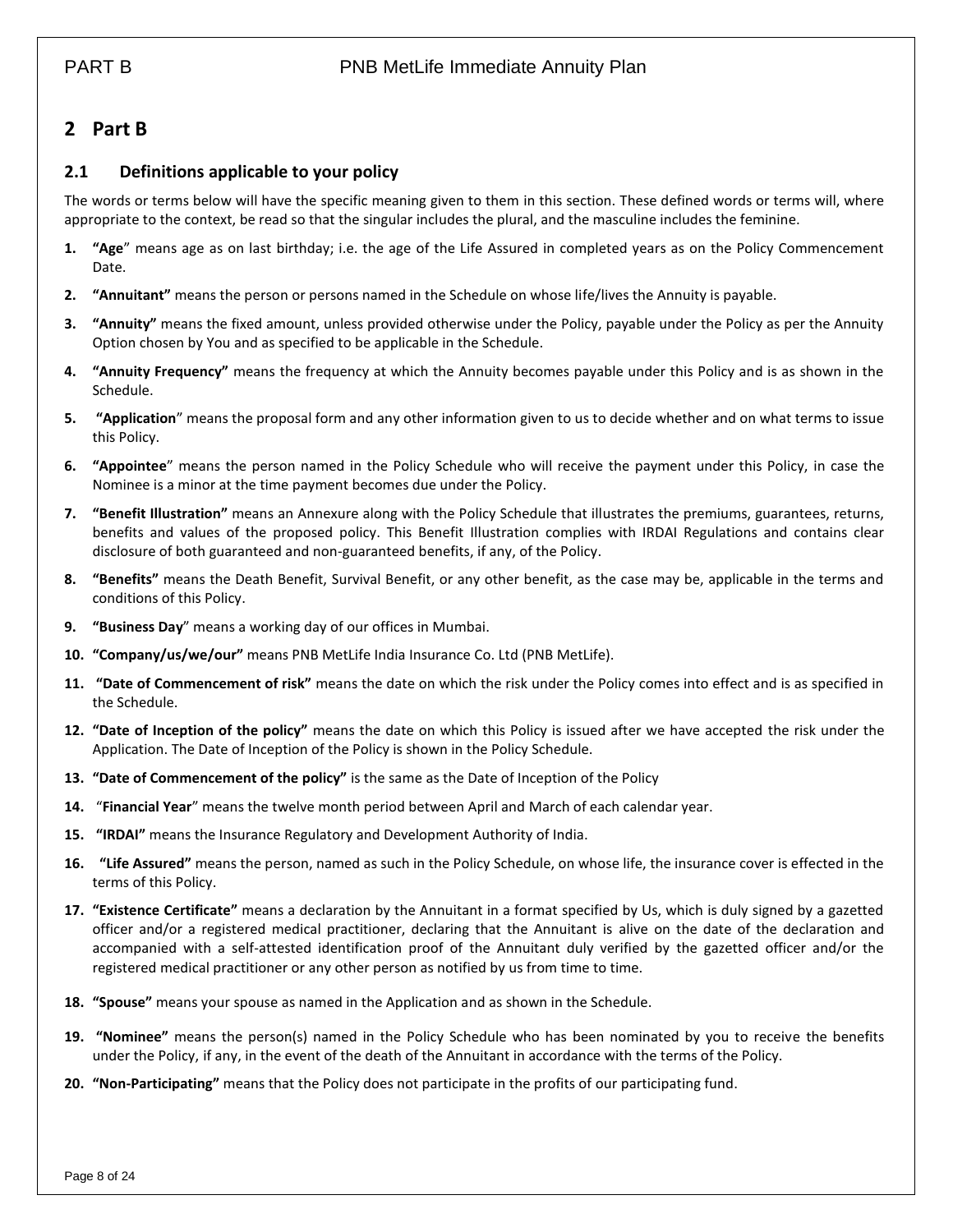# 2 Part B

## 2.1 Definitions applicable to your policy

The words or terms below will have the specific meaning given to them in this section. These defined words or terms will, where appropriate to the context, be read so that the singular includes the plural, and the masculine includes the feminine.

1. **"Age**" means age as on last birthday; i.e. the age of the Life Assured in completed years as on the Policy Commencement Date.
2. **"Annuitant"** means the person or persons named in the Schedule on whose life/lives the Annuity is payable.
3. **"Annuity"** means the fixed amount, unless provided otherwise under the Policy, payable under the Policy as per the Annuity Option chosen by You and as specified to be applicable in the Schedule.
4. **"Annuity Frequency"** means the frequency at which the Annuity becomes payable under this Policy and is as shown in the Schedule.
5. **"Application**" means the proposal form and any other information given to us to decide whether and on what terms to issue this Policy.
6. **"Appointee**" means the person named in the Policy Schedule who will receive the payment under this Policy, in case the Nominee is a minor at the time payment becomes due under the Policy.
7. **"Benefit Illustration"** means an Annexure along with the Policy Schedule that illustrates the premiums, guarantees, returns, benefits and values of the proposed policy. This Benefit Illustration complies with IRDAI Regulations and contains clear disclosure of both guaranteed and non-guaranteed benefits, if any, of the Policy.
8. **"Benefits"** means the Death Benefit, Survival Benefit, or any other benefit, as the case may be, applicable in the terms and conditions of this Policy.
9. **"Business Day**" means a working day of our offices in Mumbai.
10. **"Company/us/we/our"** means PNB MetLife India Insurance Co. Ltd (PNB MetLife).
11. **"Date of Commencement of risk"** means the date on which the risk under the Policy comes into effect and is as specified in the Schedule.
12. **"Date of Inception of the policy"** means the date on which this Policy is issued after we have accepted the risk under the Application. The Date of Inception of the Policy is shown in the Policy Schedule.
13. **"Date of Commencement of the policy"** is the same as the Date of Inception of the Policy
14. "**Financial Year**" means the twelve month period between April and March of each calendar year.
15. **"IRDAI"** means the Insurance Regulatory and Development Authority of India.
16. **"Life Assured"** means the person, named as such in the Policy Schedule, on whose life, the insurance cover is effected in the terms of this Policy.
17. **"Existence Certificate"** means a declaration by the Annuitant in a format specified by Us, which is duly signed by a gazetted officer and/or a registered medical practitioner, declaring that the Annuitant is alive on the date of the declaration and accompanied with a self-attested identification proof of the Annuitant duly verified by the gazetted officer and/or the registered medical practitioner or any other person as notified by us from time to time.
18. **"Spouse"** means your spouse as named in the Application and as shown in the Schedule.
19. **"Nominee"** means the person(s) named in the Policy Schedule who has been nominated by you to receive the benefits under the Policy, if any, in the event of the death of the Annuitant in accordance with the terms of the Policy.
20. **"Non-Participating"** means that the Policy does not participate in the profits of our participating fund.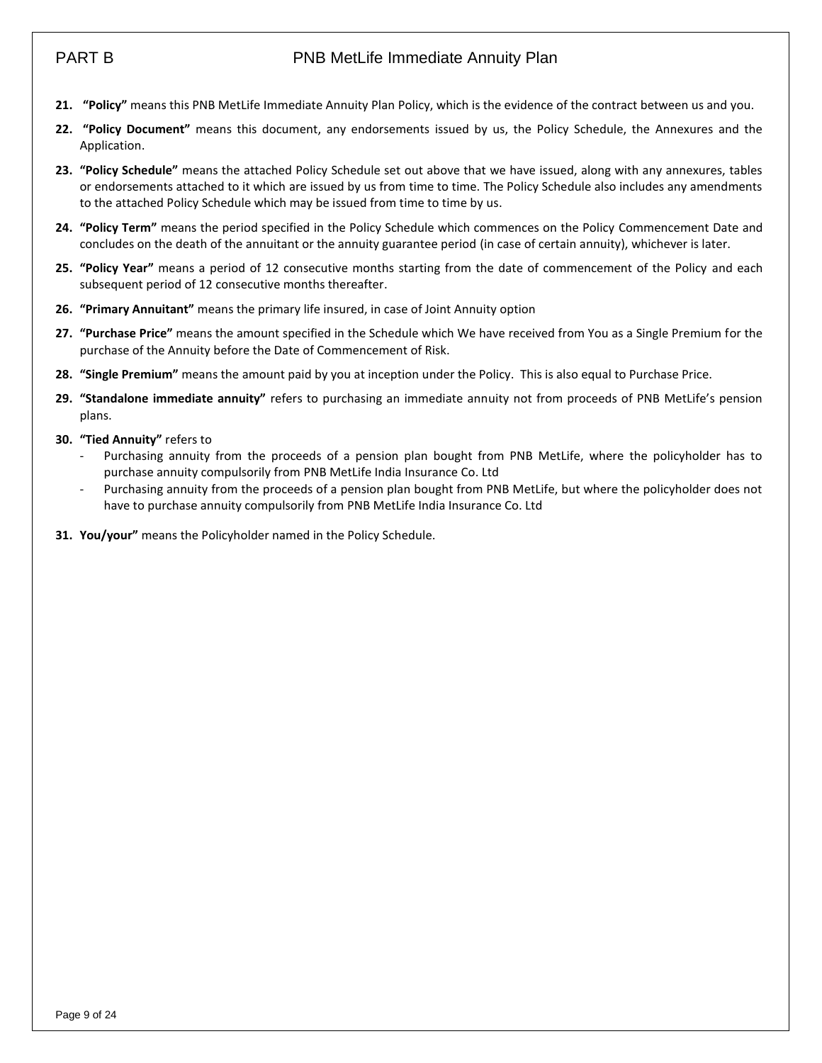21. **"Policy"** means this PNB MetLife Immediate Annuity Plan Policy, which is the evidence of the contract between us and you.

22. **"Policy Document"** means this document, any endorsements issued by us, the Policy Schedule, the Annexures and the Application.

23. **"Policy Schedule"** means the attached Policy Schedule set out above that we have issued, along with any annexures, tables or endorsements attached to it which are issued by us from time to time. The Policy Schedule also includes any amendments to the attached Policy Schedule which may be issued from time to time by us.

24. **"Policy Term"** means the period specified in the Policy Schedule which commences on the Policy Commencement Date and concludes on the death of the annuitant or the annuity guarantee period (in case of certain annuity), whichever is later.

25. **"Policy Year"** means a period of 12 consecutive months starting from the date of commencement of the Policy and each subsequent period of 12 consecutive months thereafter.

26. **"Primary Annuitant"** means the primary life insured, in case of Joint Annuity option

27. **"Purchase Price"** means the amount specified in the Schedule which We have received from You as a Single Premium for the purchase of the Annuity before the Date of Commencement of Risk.

28. **"Single Premium"** means the amount paid by you at inception under the Policy. This is also equal to Purchase Price.

29. **"Standalone immediate annuity"** refers to purchasing an immediate annuity not from proceeds of PNB MetLife's pension plans.

30. **"Tied Annuity"** refers to
    - Purchasing annuity from the proceeds of a pension plan bought from PNB MetLife, where the policyholder has to purchase annuity compulsorily from PNB MetLife India Insurance Co. Ltd
    - Purchasing annuity from the proceeds of a pension plan bought from PNB MetLife, but where the policyholder does not have to purchase annuity compulsorily from PNB MetLife India Insurance Co. Ltd

31. **You/your"** means the Policyholder named in the Policy Schedule.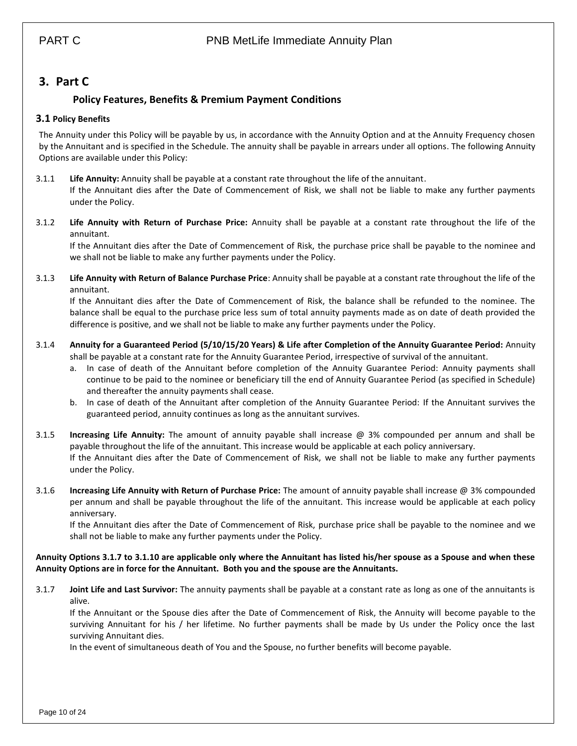# 3. Part C

## Policy Features, Benefits & Premium Payment Conditions

### 3.1 Policy Benefits

The Annuity under this Policy will be payable by us, in accordance with the Annuity Option and at the Annuity Frequency chosen by the Annuitant and is specified in the Schedule. The annuity shall be payable in arrears under all options. The following Annuity Options are available under this Policy:

3.1.1 **Life Annuity:** Annuity shall be payable at a constant rate throughout the life of the annuitant.
If the Annuitant dies after the Date of Commencement of Risk, we shall not be liable to make any further payments under the Policy.

3.1.2 **Life Annuity with Return of Purchase Price:** Annuity shall be payable at a constant rate throughout the life of the annuitant.
If the Annuitant dies after the Date of Commencement of Risk, the purchase price shall be payable to the nominee and we shall not be liable to make any further payments under the Policy.

3.1.3 **Life Annuity with Return of Balance Purchase Price**: Annuity shall be payable at a constant rate throughout the life of the annuitant.
If the Annuitant dies after the Date of Commencement of Risk, the balance shall be refunded to the nominee. The balance shall be equal to the purchase price less sum of total annuity payments made as on date of death provided the difference is positive, and we shall not be liable to make any further payments under the Policy.

3.1.4 **Annuity for a Guaranteed Period (5/10/15/20 Years) & Life after Completion of the Annuity Guarantee Period:** Annuity shall be payable at a constant rate for the Annuity Guarantee Period, irrespective of survival of the annuitant.

a. In case of death of the Annuitant before completion of the Annuity Guarantee Period: Annuity payments shall continue to be paid to the nominee or beneficiary till the end of Annuity Guarantee Period (as specified in Schedule) and thereafter the annuity payments shall cease.
b. In case of death of the Annuitant after completion of the Annuity Guarantee Period: If the Annuitant survives the guaranteed period, annuity continues as long as the annuitant survives.

3.1.5 **Increasing Life Annuity:** The amount of annuity payable shall increase @ 3% compounded per annum and shall be payable throughout the life of the annuitant. This increase would be applicable at each policy anniversary.
If the Annuitant dies after the Date of Commencement of Risk, we shall not be liable to make any further payments under the Policy.

3.1.6 **Increasing Life Annuity with Return of Purchase Price:** The amount of annuity payable shall increase @ 3% compounded per annum and shall be payable throughout the life of the annuitant. This increase would be applicable at each policy anniversary.
If the Annuitant dies after the Date of Commencement of Risk, purchase price shall be payable to the nominee and we shall not be liable to make any further payments under the Policy.

**Annuity Options 3.1.7 to 3.1.10 are applicable only where the Annuitant has listed his/her spouse as a Spouse and when these Annuity Options are in force for the Annuitant. Both you and the spouse are the Annuitants.**

3.1.7 **Joint Life and Last Survivor:** The annuity payments shall be payable at a constant rate as long as one of the annuitants is alive.
If the Annuitant or the Spouse dies after the Date of Commencement of Risk, the Annuity will become payable to the surviving Annuitant for his / her lifetime. No further payments shall be made by Us under the Policy once the last surviving Annuitant dies.
In the event of simultaneous death of You and the Spouse, no further benefits will become payable.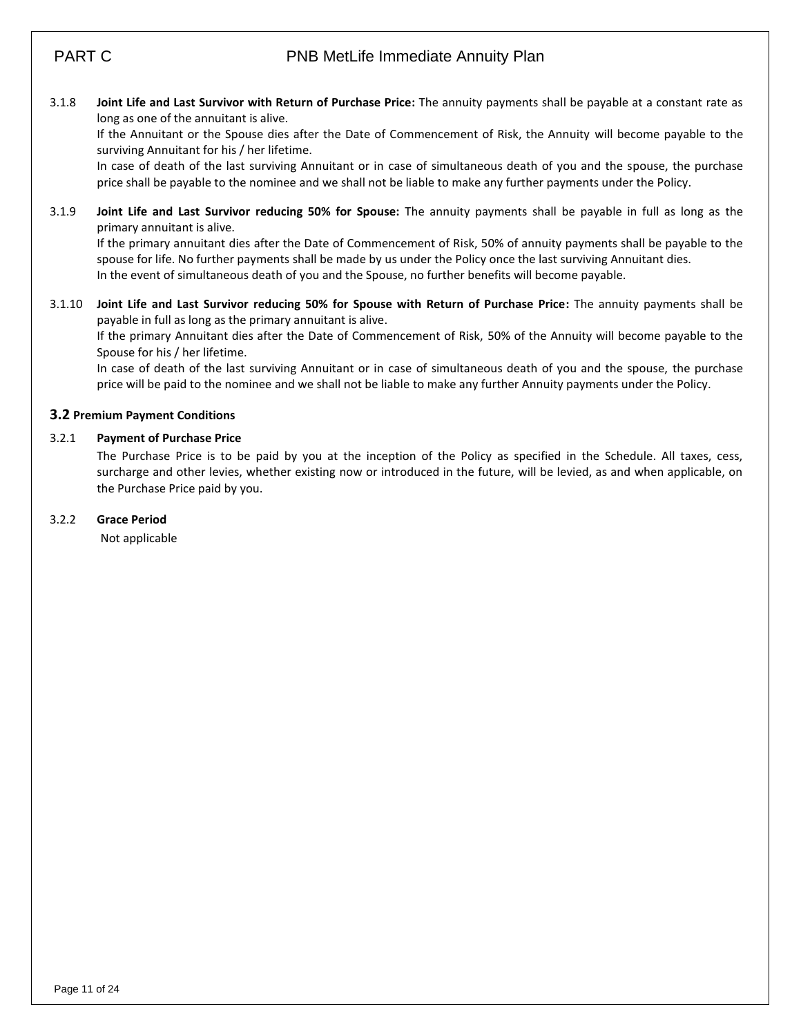3.1.8 **Joint Life and Last Survivor with Return of Purchase Price:** The annuity payments shall be payable at a constant rate as long as one of the annuitant is alive.

If the Annuitant or the Spouse dies after the Date of Commencement of Risk, the Annuity will become payable to the surviving Annuitant for his / her lifetime.

In case of death of the last surviving Annuitant or in case of simultaneous death of you and the spouse, the purchase price shall be payable to the nominee and we shall not be liable to make any further payments under the Policy.

3.1.9 **Joint Life and Last Survivor reducing 50% for Spouse:** The annuity payments shall be payable in full as long as the primary annuitant is alive.

If the primary annuitant dies after the Date of Commencement of Risk, 50% of annuity payments shall be payable to the spouse for life. No further payments shall be made by us under the Policy once the last surviving Annuitant dies.

In the event of simultaneous death of you and the Spouse, no further benefits will become payable.

3.1.10 **Joint Life and Last Survivor reducing 50% for Spouse with Return of Purchase Price:** The annuity payments shall be payable in full as long as the primary annuitant is alive.

If the primary Annuitant dies after the Date of Commencement of Risk, 50% of the Annuity will become payable to the Spouse for his / her lifetime.

In case of death of the last surviving Annuitant or in case of simultaneous death of you and the spouse, the purchase price will be paid to the nominee and we shall not be liable to make any further Annuity payments under the Policy.

### 3.2 Premium Payment Conditions

3.2.1 **Payment of Purchase Price**

The Purchase Price is to be paid by you at the inception of the Policy as specified in the Schedule. All taxes, cess, surcharge and other levies, whether existing now or introduced in the future, will be levied, as and when applicable, on the Purchase Price paid by you.

3.2.2 **Grace Period**

Not applicable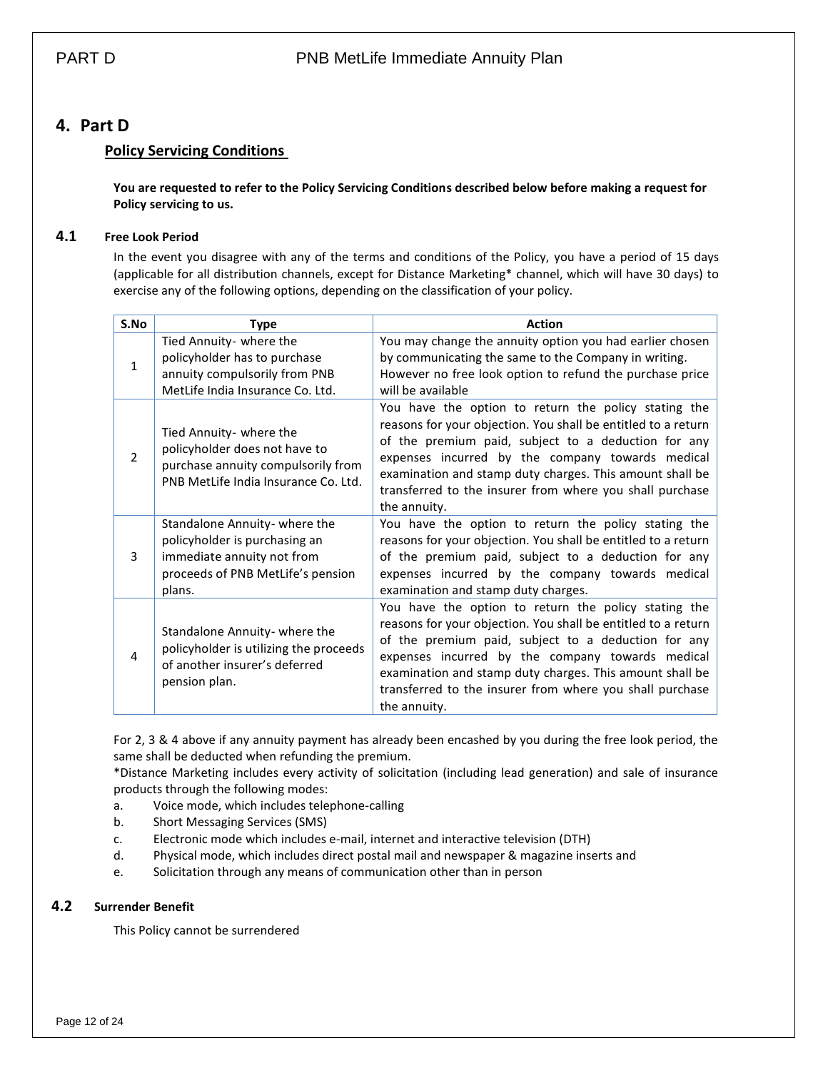# 4. Part D

## Policy Servicing Conditions

**You are requested to refer to the Policy Servicing Conditions described below before making a request for Policy servicing to us.**

### 4.1 Free Look Period

In the event you disagree with any of the terms and conditions of the Policy, you have a period of 15 days (applicable for all distribution channels, except for Distance Marketing* channel, which will have 30 days) to exercise any of the following options, depending on the classification of your policy.

| S.No | Type | Action |
|---|---|---|
| 1 | Tied Annuity- where the policyholder has to purchase annuity compulsorily from PNB MetLife India Insurance Co. Ltd. | You may change the annuity option you had earlier chosen by communicating the same to the Company in writing. However no free look option to refund the purchase price will be available |
| 2 | Tied Annuity- where the policyholder does not have to purchase annuity compulsorily from PNB MetLife India Insurance Co. Ltd. | You have the option to return the policy stating the reasons for your objection. You shall be entitled to a return of the premium paid, subject to a deduction for any expenses incurred by the company towards medical examination and stamp duty charges. This amount shall be transferred to the insurer from where you shall purchase the annuity. |
| 3 | Standalone Annuity- where the policyholder is purchasing an immediate annuity not from proceeds of PNB MetLife's pension plans. | You have the option to return the policy stating the reasons for your objection. You shall be entitled to a return of the premium paid, subject to a deduction for any expenses incurred by the company towards medical examination and stamp duty charges. |
| 4 | Standalone Annuity- where the policyholder is utilizing the proceeds of another insurer's deferred pension plan. | You have the option to return the policy stating the reasons for your objection. You shall be entitled to a return of the premium paid, subject to a deduction for any expenses incurred by the company towards medical examination and stamp duty charges. This amount shall be transferred to the insurer from where you shall purchase the annuity. |

For 2, 3 & 4 above if any annuity payment has already been encashed by you during the free look period, the same shall be deducted when refunding the premium.

*Distance Marketing includes every activity of solicitation (including lead generation) and sale of insurance products through the following modes:

a. Voice mode, which includes telephone-calling
b. Short Messaging Services (SMS)
c. Electronic mode which includes e-mail, internet and interactive television (DTH)
d. Physical mode, which includes direct postal mail and newspaper & magazine inserts and
e. Solicitation through any means of communication other than in person

### 4.2 Surrender Benefit

This Policy cannot be surrendered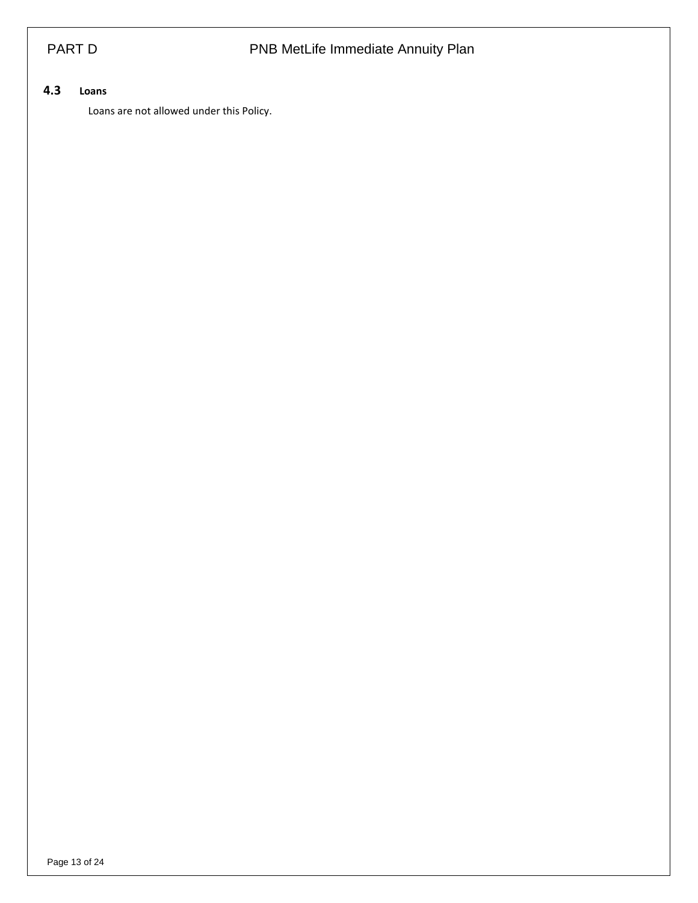### 4.3 Loans

Loans are not allowed under this Policy.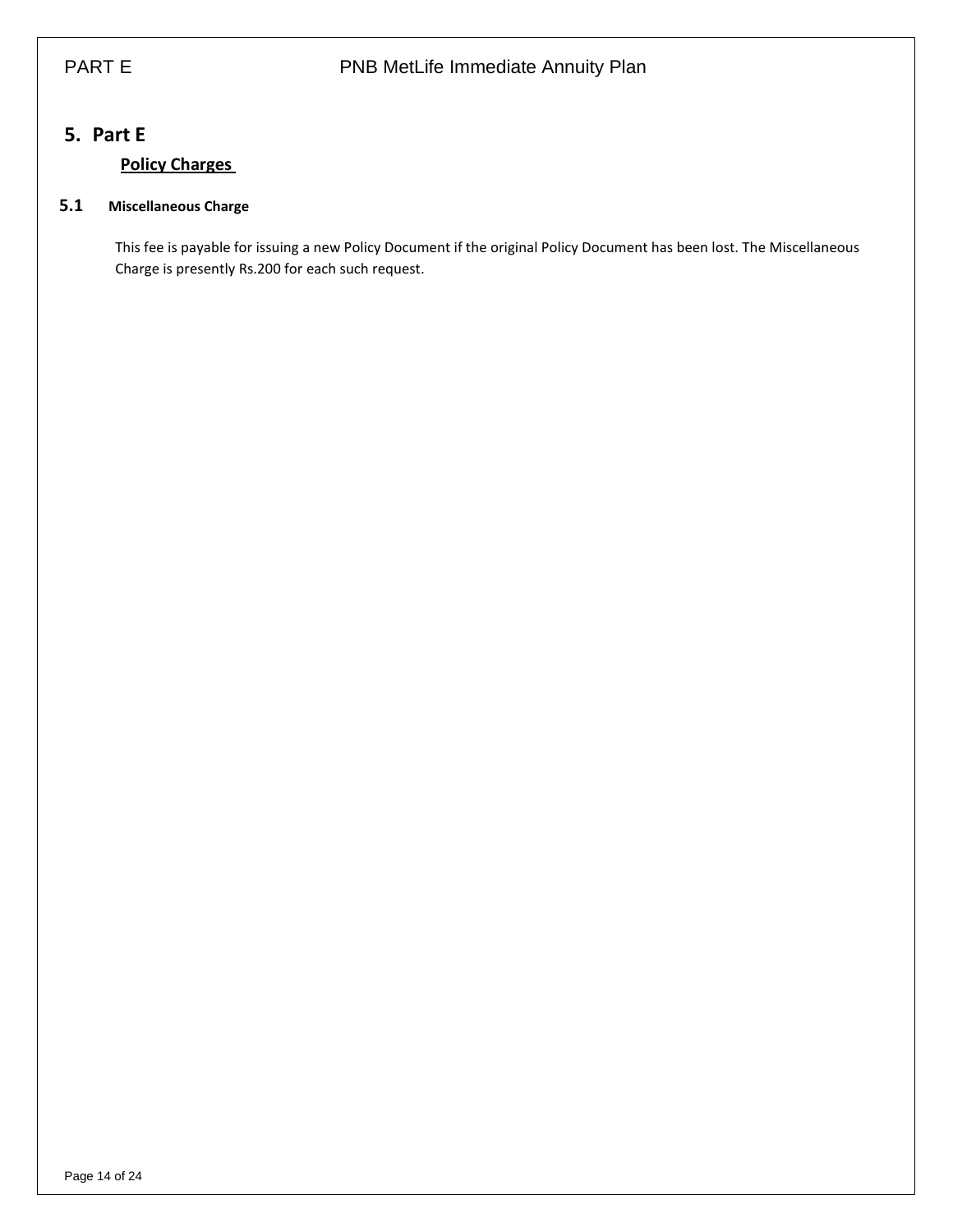# 5. Part E

## Policy Charges

### 5.1 Miscellaneous Charge

This fee is payable for issuing a new Policy Document if the original Policy Document has been lost. The Miscellaneous Charge is presently Rs.200 for each such request.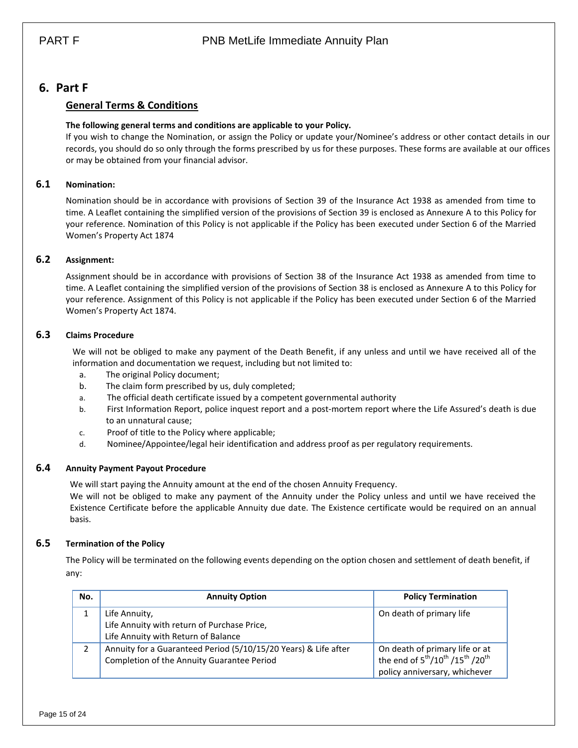# 6. Part F

## General Terms & Conditions

**The following general terms and conditions are applicable to your Policy.**

If you wish to change the Nomination, or assign the Policy or update your/Nominee's address or other contact details in our records, you should do so only through the forms prescribed by us for these purposes. These forms are available at our offices or may be obtained from your financial advisor.

### 6.1 Nomination:

Nomination should be in accordance with provisions of Section 39 of the Insurance Act 1938 as amended from time to time. A Leaflet containing the simplified version of the provisions of Section 39 is enclosed as Annexure A to this Policy for your reference. Nomination of this Policy is not applicable if the Policy has been executed under Section 6 of the Married Women's Property Act 1874

### 6.2 Assignment:

Assignment should be in accordance with provisions of Section 38 of the Insurance Act 1938 as amended from time to time. A Leaflet containing the simplified version of the provisions of Section 38 is enclosed as Annexure A to this Policy for your reference. Assignment of this Policy is not applicable if the Policy has been executed under Section 6 of the Married Women's Property Act 1874.

### 6.3 Claims Procedure

We will not be obliged to make any payment of the Death Benefit, if any unless and until we have received all of the information and documentation we request, including but not limited to:

a. The original Policy document;
b. The claim form prescribed by us, duly completed;
a. The official death certificate issued by a competent governmental authority
b. First Information Report, police inquest report and a post-mortem report where the Life Assured's death is due to an unnatural cause;
c. Proof of title to the Policy where applicable;
d. Nominee/Appointee/legal heir identification and address proof as per regulatory requirements.

### 6.4 Annuity Payment Payout Procedure

We will start paying the Annuity amount at the end of the chosen Annuity Frequency.

We will not be obliged to make any payment of the Annuity under the Policy unless and until we have received the Existence Certificate before the applicable Annuity due date. The Existence certificate would be required on an annual basis.

### 6.5 Termination of the Policy

The Policy will be terminated on the following events depending on the option chosen and settlement of death benefit, if any:

| No. | Annuity Option | Policy Termination |
|---|---|---|
| 1 | Life Annuity,<br>Life Annuity with return of Purchase Price,<br>Life Annuity with Return of Balance | On death of primary life |
| 2 | Annuity for a Guaranteed Period (5/10/15/20 Years) & Life after Completion of the Annuity Guarantee Period | On death of primary life or at the end of 5th/10th /15th /20th policy anniversary, whichever |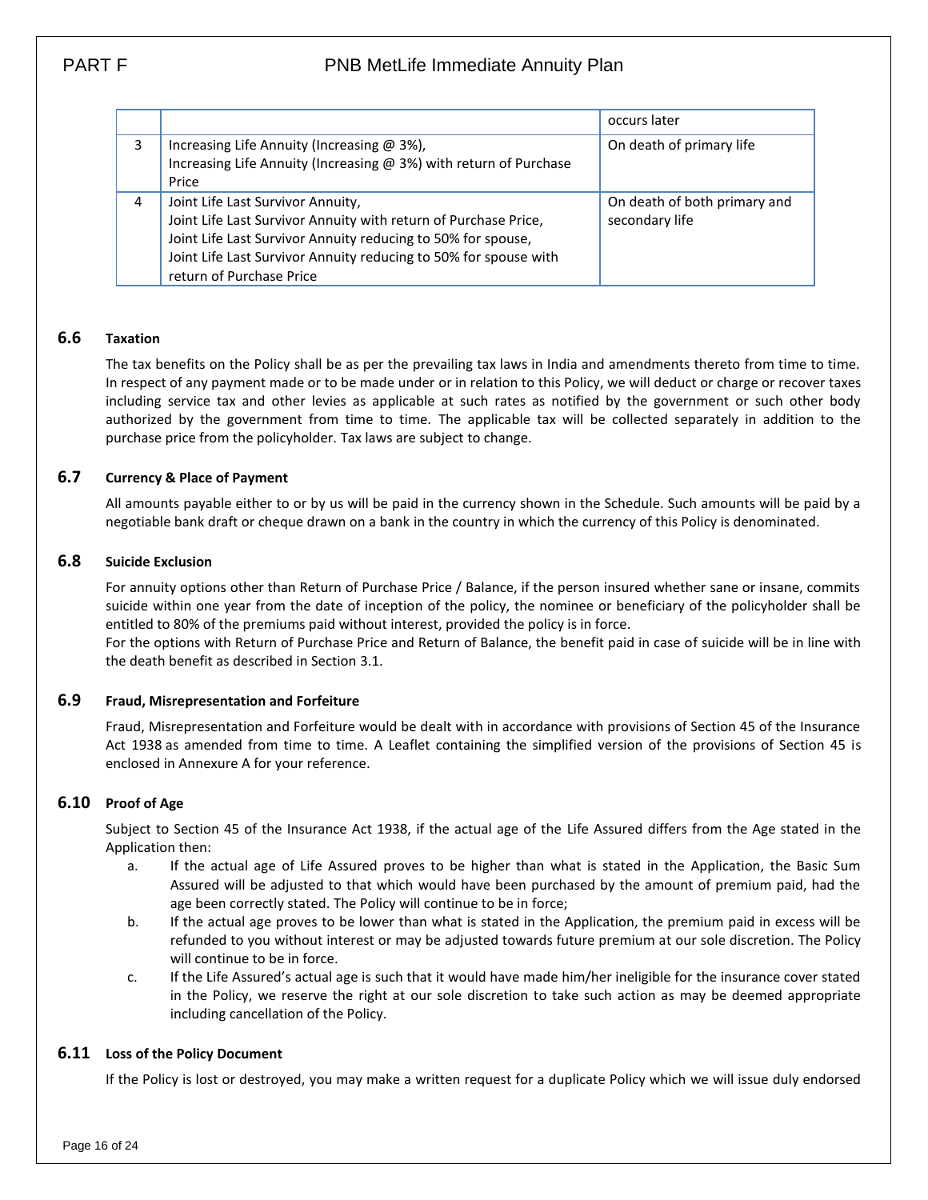| | | occurs later |
|---|---|---|
| 3 | Increasing Life Annuity (Increasing @ 3%),<br>Increasing Life Annuity (Increasing @ 3%) with return of Purchase Price | On death of primary life |
| 4 | Joint Life Last Survivor Annuity,<br>Joint Life Last Survivor Annuity with return of Purchase Price,<br>Joint Life Last Survivor Annuity reducing to 50% for spouse,<br>Joint Life Last Survivor Annuity reducing to 50% for spouse with return of Purchase Price | On death of both primary and secondary life |

### 6.6 Taxation

The tax benefits on the Policy shall be as per the prevailing tax laws in India and amendments thereto from time to time. In respect of any payment made or to be made under or in relation to this Policy, we will deduct or charge or recover taxes including service tax and other levies as applicable at such rates as notified by the government or such other body authorized by the government from time to time. The applicable tax will be collected separately in addition to the purchase price from the policyholder. Tax laws are subject to change.

### 6.7 Currency & Place of Payment

All amounts payable either to or by us will be paid in the currency shown in the Schedule. Such amounts will be paid by a negotiable bank draft or cheque drawn on a bank in the country in which the currency of this Policy is denominated.

### 6.8 Suicide Exclusion

For annuity options other than Return of Purchase Price / Balance, if the person insured whether sane or insane, commits suicide within one year from the date of inception of the policy, the nominee or beneficiary of the policyholder shall be entitled to 80% of the premiums paid without interest, provided the policy is in force.

For the options with Return of Purchase Price and Return of Balance, the benefit paid in case of suicide will be in line with the death benefit as described in Section 3.1.

### 6.9 Fraud, Misrepresentation and Forfeiture

Fraud, Misrepresentation and Forfeiture would be dealt with in accordance with provisions of Section 45 of the Insurance Act 1938 as amended from time to time. A Leaflet containing the simplified version of the provisions of Section 45 is enclosed in Annexure A for your reference.

### 6.10 Proof of Age

Subject to Section 45 of the Insurance Act 1938, if the actual age of the Life Assured differs from the Age stated in the Application then:

a. If the actual age of Life Assured proves to be higher than what is stated in the Application, the Basic Sum Assured will be adjusted to that which would have been purchased by the amount of premium paid, had the age been correctly stated. The Policy will continue to be in force;

b. If the actual age proves to be lower than what is stated in the Application, the premium paid in excess will be refunded to you without interest or may be adjusted towards future premium at our sole discretion. The Policy will continue to be in force.

c. If the Life Assured's actual age is such that it would have made him/her ineligible for the insurance cover stated in the Policy, we reserve the right at our sole discretion to take such action as may be deemed appropriate including cancellation of the Policy.

### 6.11 Loss of the Policy Document

If the Policy is lost or destroyed, you may make a written request for a duplicate Policy which we will issue duly endorsed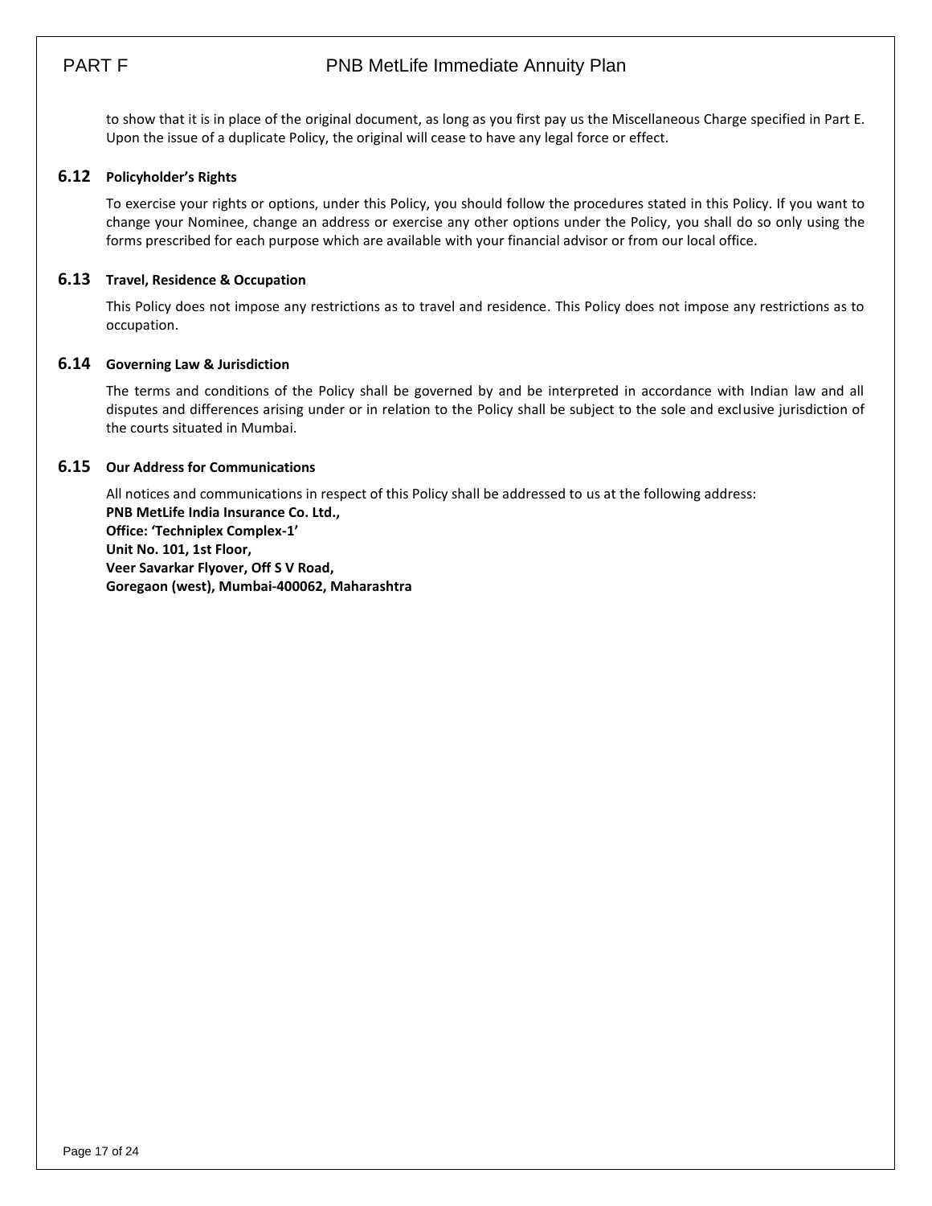to show that it is in place of the original document, as long as you first pay us the Miscellaneous Charge specified in Part E. Upon the issue of a duplicate Policy, the original will cease to have any legal force or effect.

### 6.12 Policyholder's Rights

To exercise your rights or options, under this Policy, you should follow the procedures stated in this Policy. If you want to change your Nominee, change an address or exercise any other options under the Policy, you shall do so only using the forms prescribed for each purpose which are available with your financial advisor or from our local office.

### 6.13 Travel, Residence & Occupation

This Policy does not impose any restrictions as to travel and residence. This Policy does not impose any restrictions as to occupation.

### 6.14 Governing Law & Jurisdiction

The terms and conditions of the Policy shall be governed by and be interpreted in accordance with Indian law and all disputes and differences arising under or in relation to the Policy shall be subject to the sole and exclusive jurisdiction of the courts situated in Mumbai.

### 6.15 Our Address for Communications

All notices and communications in respect of this Policy shall be addressed to us at the following address:

**PNB MetLife India Insurance Co. Ltd.,**
**Office: 'Techniplex Complex-1'**
**Unit No. 101, 1st Floor,**
**Veer Savarkar Flyover, Off S V Road,**
**Goregaon (west), Mumbai-400062, Maharashtra**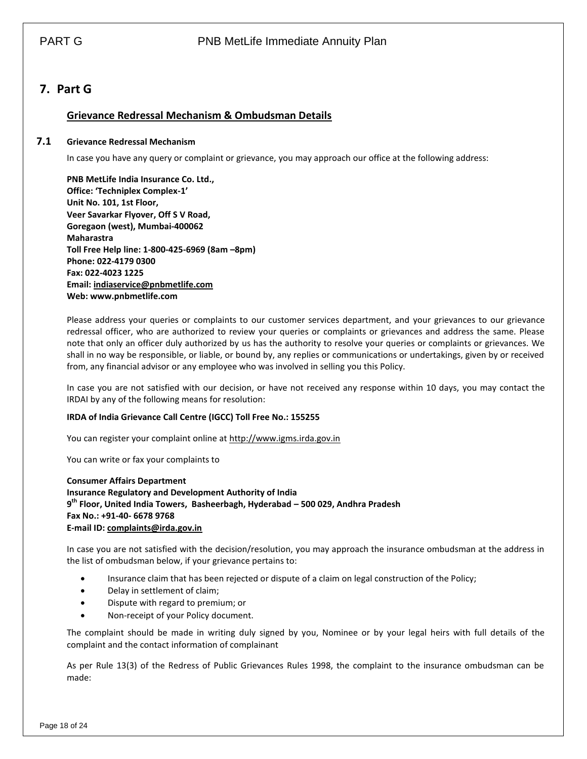# 7. Part G

## Grievance Redressal Mechanism & Ombudsman Details

### 7.1 Grievance Redressal Mechanism

In case you have any query or complaint or grievance, you may approach our office at the following address:

**PNB MetLife India Insurance Co. Ltd.,**
**Office: 'Techniplex Complex-1'**
**Unit No. 101, 1st Floor,**
**Veer Savarkar Flyover, Off S V Road,**
**Goregaon (west), Mumbai-400062**
**Maharastra**
**Toll Free Help line: 1-800-425-6969 (8am –8pm)**
**Phone: 022-4179 0300**
**Fax: 022-4023 1225**
**Email: indiaservice@pnbmetlife.com**
**Web: www.pnbmetlife.com**

Please address your queries or complaints to our customer services department, and your grievances to our grievance redressal officer, who are authorized to review your queries or complaints or grievances and address the same. Please note that only an officer duly authorized by us has the authority to resolve your queries or complaints or grievances. We shall in no way be responsible, or liable, or bound by, any replies or communications or undertakings, given by or received from, any financial advisor or any employee who was involved in selling you this Policy.

In case you are not satisfied with our decision, or have not received any response within 10 days, you may contact the IRDAI by any of the following means for resolution:

**IRDA of India Grievance Call Centre (IGCC) Toll Free No.: 155255**

You can register your complaint online at http://www.igms.irda.gov.in

You can write or fax your complaints to

**Consumer Affairs Department**
**Insurance Regulatory and Development Authority of India**
**9th Floor, United India Towers, Basheerbagh, Hyderabad – 500 029, Andhra Pradesh**
**Fax No.: +91-40- 6678 9768**
**E-mail ID: complaints@irda.gov.in**

In case you are not satisfied with the decision/resolution, you may approach the insurance ombudsman at the address in the list of ombudsman below, if your grievance pertains to:

- Insurance claim that has been rejected or dispute of a claim on legal construction of the Policy;
- Delay in settlement of claim;
- Dispute with regard to premium; or
- Non-receipt of your Policy document.

The complaint should be made in writing duly signed by you, Nominee or by your legal heirs with full details of the complaint and the contact information of complainant

As per Rule 13(3) of the Redress of Public Grievances Rules 1998, the complaint to the insurance ombudsman can be made: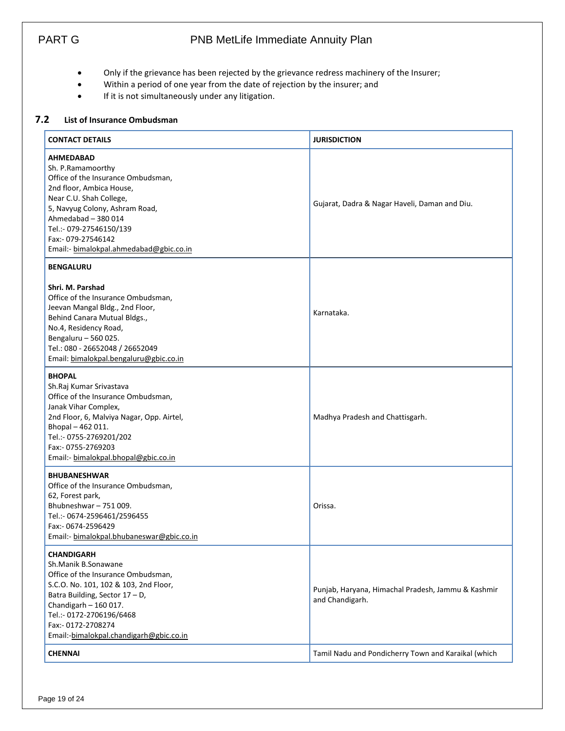- Only if the grievance has been rejected by the grievance redress machinery of the Insurer;
- Within a period of one year from the date of rejection by the insurer; and
- If it is not simultaneously under any litigation.

### 7.2 List of Insurance Ombudsman

| CONTACT DETAILS | JURISDICTION |
|---|---|
| **AHMEDABAD**<br>Sh. P.Ramamoorthy<br>Office of the Insurance Ombudsman,<br>2nd floor, Ambica House,<br>Near C.U. Shah College,<br>5, Navyug Colony, Ashram Road,<br>Ahmedabad – 380 014<br>Tel.:- 079-27546150/139<br>Fax:- 079-27546142<br>Email:- bimalokpal.ahmedabad@gbic.co.in | Gujarat, Dadra & Nagar Haveli, Daman and Diu. |
| **BENGALURU**<br><br>**Shri. M. Parshad**<br>Office of the Insurance Ombudsman,<br>Jeevan Mangal Bldg., 2nd Floor,<br>Behind Canara Mutual Bldgs.,<br>No.4, Residency Road,<br>Bengaluru – 560 025.<br>Tel.: 080 - 26652048 / 26652049<br>Email: bimalokpal.bengaluru@gbic.co.in | Karnataka. |
| **BHOPAL**<br>Sh.Raj Kumar Srivastava<br>Office of the Insurance Ombudsman,<br>Janak Vihar Complex,<br>2nd Floor, 6, Malviya Nagar, Opp. Airtel,<br>Bhopal – 462 011.<br>Tel.:- 0755-2769201/202<br>Fax:- 0755-2769203<br>Email:- bimalokpal.bhopal@gbic.co.in | Madhya Pradesh and Chattisgarh. |
| **BHUBANESHWAR**<br>Office of the Insurance Ombudsman,<br>62, Forest park,<br>Bhubneshwar – 751 009.<br>Tel.:- 0674-2596461/2596455<br>Fax:- 0674-2596429<br>Email:- bimalokpal.bhubaneswar@gbic.co.in | Orissa. |
| **CHANDIGARH**<br>Sh.Manik B.Sonawane<br>Office of the Insurance Ombudsman,<br>S.C.O. No. 101, 102 & 103, 2nd Floor,<br>Batra Building, Sector 17 – D,<br>Chandigarh – 160 017.<br>Tel.:- 0172-2706196/6468<br>Fax:- 0172-2708274<br>Email:-bimalokpal.chandigarh@gbic.co.in | Punjab, Haryana, Himachal Pradesh, Jammu & Kashmir and Chandigarh. |
| **CHENNAI** | Tamil Nadu and Pondicherry Town and Karaikal (which |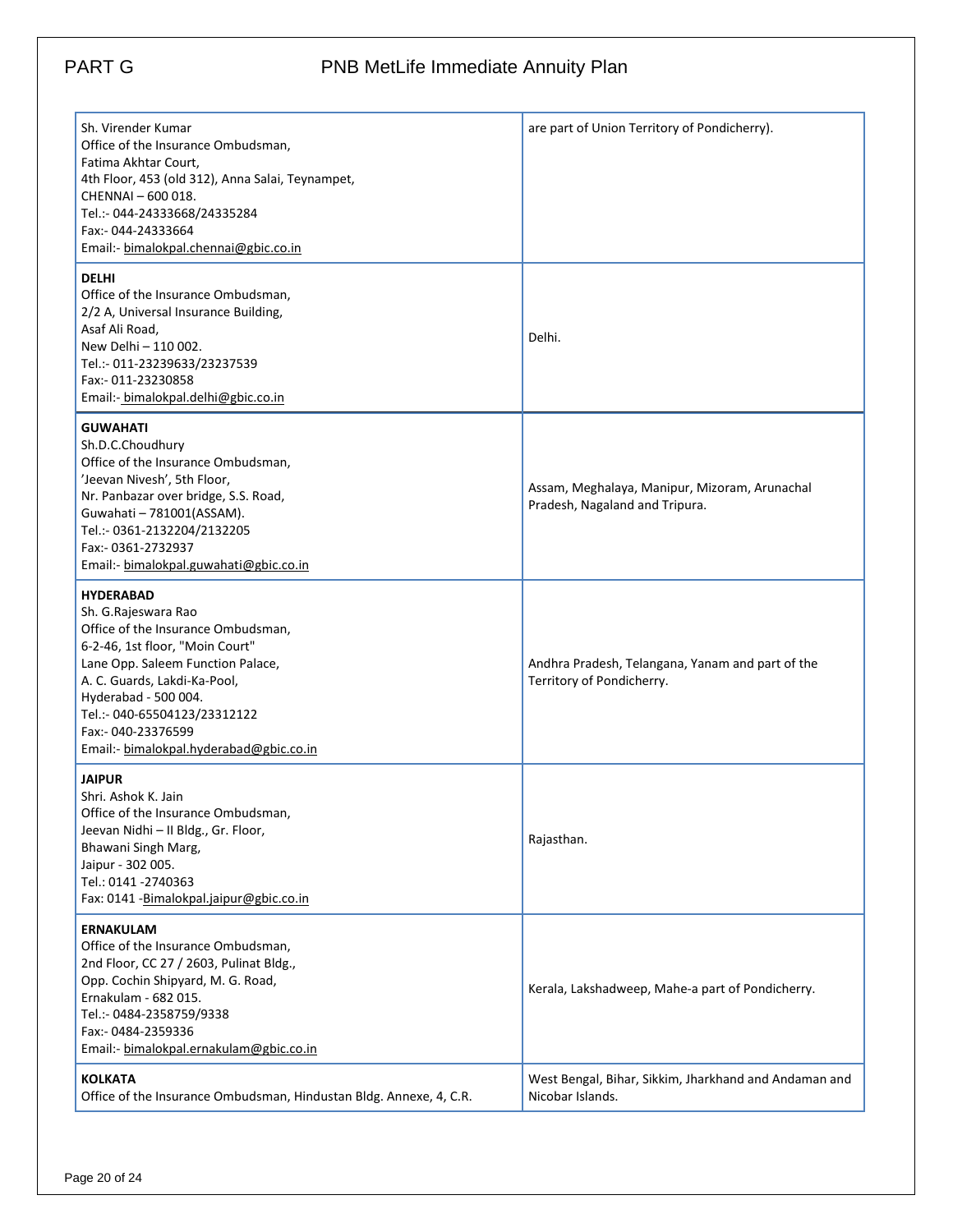| | |
|---|---|
| Sh. Virender Kumar<br>Office of the Insurance Ombudsman,<br>Fatima Akhtar Court,<br>4th Floor, 453 (old 312), Anna Salai, Teynampet,<br>CHENNAI – 600 018.<br>Tel.:- 044-24333668/24335284<br>Fax:- 044-24333664<br>Email:- bimalokpal.chennai@gbic.co.in | are part of Union Territory of Pondicherry). |
| **DELHI**<br>Office of the Insurance Ombudsman,<br>2/2 A, Universal Insurance Building,<br>Asaf Ali Road,<br>New Delhi – 110 002.<br>Tel.:- 011-23239633/23237539<br>Fax:- 011-23230858<br>Email:- bimalokpal.delhi@gbic.co.in | Delhi. |
| **GUWAHATI**<br>Sh.D.C.Choudhury<br>Office of the Insurance Ombudsman,<br>'Jeevan Nivesh', 5th Floor,<br>Nr. Panbazar over bridge, S.S. Road,<br>Guwahati – 781001(ASSAM).<br>Tel.:- 0361-2132204/2132205<br>Fax:- 0361-2732937<br>Email:- bimalokpal.guwahati@gbic.co.in | Assam, Meghalaya, Manipur, Mizoram, Arunachal Pradesh, Nagaland and Tripura. |
| **HYDERABAD**<br>Sh. G.Rajeswara Rao<br>Office of the Insurance Ombudsman,<br>6-2-46, 1st floor, "Moin Court"<br>Lane Opp. Saleem Function Palace,<br>A. C. Guards, Lakdi-Ka-Pool,<br>Hyderabad - 500 004.<br>Tel.:- 040-65504123/23312122<br>Fax:- 040-23376599<br>Email:- bimalokpal.hyderabad@gbic.co.in | Andhra Pradesh, Telangana, Yanam and part of the Territory of Pondicherry. |
| **JAIPUR**<br>Shri. Ashok K. Jain<br>Office of the Insurance Ombudsman,<br>Jeevan Nidhi – II Bldg., Gr. Floor,<br>Bhawani Singh Marg,<br>Jaipur - 302 005.<br>Tel.: 0141 -2740363<br>Fax: 0141 -Bimalokpal.jaipur@gbic.co.in | Rajasthan. |
| **ERNAKULAM**<br>Office of the Insurance Ombudsman,<br>2nd Floor, CC 27 / 2603, Pulinat Bldg.,<br>Opp. Cochin Shipyard, M. G. Road,<br>Ernakulam - 682 015.<br>Tel.:- 0484-2358759/9338<br>Fax:- 0484-2359336<br>Email:- bimalokpal.ernakulam@gbic.co.in | Kerala, Lakshadweep, Mahe-a part of Pondicherry. |
| **KOLKATA**<br>Office of the Insurance Ombudsman, Hindustan Bldg. Annexe, 4, C.R. | West Bengal, Bihar, Sikkim, Jharkhand and Andaman and Nicobar Islands. |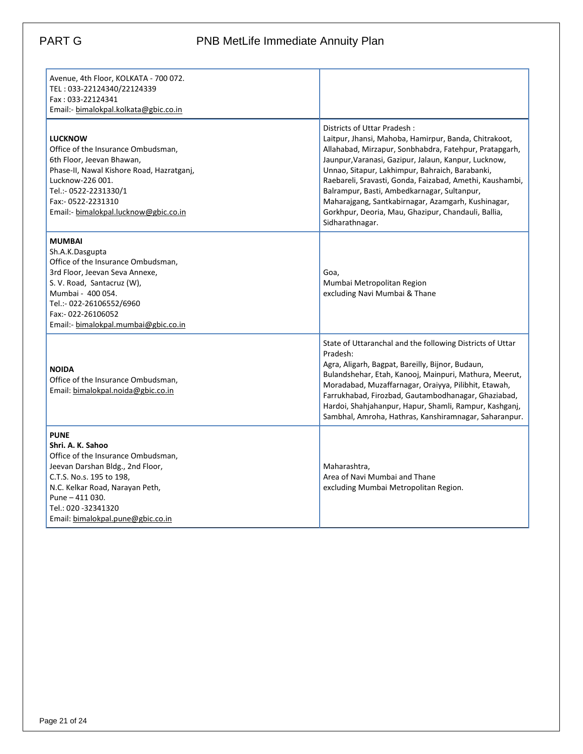| | |
|---|---|
| Avenue, 4th Floor, KOLKATA - 700 072.<br>TEL : 033-22124340/22124339<br>Fax : 033-22124341<br>Email:- bimalokpal.kolkata@gbic.co.in | |
| **LUCKNOW**<br>Office of the Insurance Ombudsman,<br>6th Floor, Jeevan Bhawan,<br>Phase-II, Nawal Kishore Road, Hazratganj,<br>Lucknow-226 001.<br>Tel.:- 0522-2231330/1<br>Fax:- 0522-2231310<br>Email:- bimalokpal.lucknow@gbic.co.in | Districts of Uttar Pradesh :<br>Laitpur, Jhansi, Mahoba, Hamirpur, Banda, Chitrakoot, Allahabad, Mirzapur, Sonbhabdra, Fatehpur, Pratapgarh, Jaunpur,Varanasi, Gazipur, Jalaun, Kanpur, Lucknow, Unnao, Sitapur, Lakhimpur, Bahraich, Barabanki, Raebareli, Sravasti, Gonda, Faizabad, Amethi, Kaushambi, Balrampur, Basti, Ambedkarnagar, Sultanpur, Maharajgang, Santkabirnagar, Azamgarh, Kushinagar, Gorkhpur, Deoria, Mau, Ghazipur, Chandauli, Ballia, Sidharathnagar. |
| **MUMBAI**<br>Sh.A.K.Dasgupta<br>Office of the Insurance Ombudsman,<br>3rd Floor, Jeevan Seva Annexe,<br>S. V. Road, Santacruz (W),<br>Mumbai - 400 054.<br>Tel.:- 022-26106552/6960<br>Fax:- 022-26106052<br>Email:- bimalokpal.mumbai@gbic.co.in | Goa,<br>Mumbai Metropolitan Region<br>excluding Navi Mumbai & Thane |
| **NOIDA**<br>Office of the Insurance Ombudsman,<br>Email: bimalokpal.noida@gbic.co.in | State of Uttaranchal and the following Districts of Uttar Pradesh:<br>Agra, Aligarh, Bagpat, Bareilly, Bijnor, Budaun, Bulandshehar, Etah, Kanooj, Mainpuri, Mathura, Meerut, Moradabad, Muzaffarnagar, Oraiyya, Pilibhit, Etawah, Farrukhabad, Firozbad, Gautambodhanagar, Ghaziabad, Hardoi, Shahjahanpur, Hapur, Shamli, Rampur, Kashganj, Sambhal, Amroha, Hathras, Kanshiramnagar, Saharanpur. |
| **PUNE**<br>**Shri. A. K. Sahoo**<br>Office of the Insurance Ombudsman,<br>Jeevan Darshan Bldg., 2nd Floor,<br>C.T.S. No.s. 195 to 198,<br>N.C. Kelkar Road, Narayan Peth,<br>Pune – 411 030.<br>Tel.: 020 -32341320<br>Email: bimalokpal.pune@gbic.co.in | Maharashtra,<br>Area of Navi Mumbai and Thane<br>excluding Mumbai Metropolitan Region. |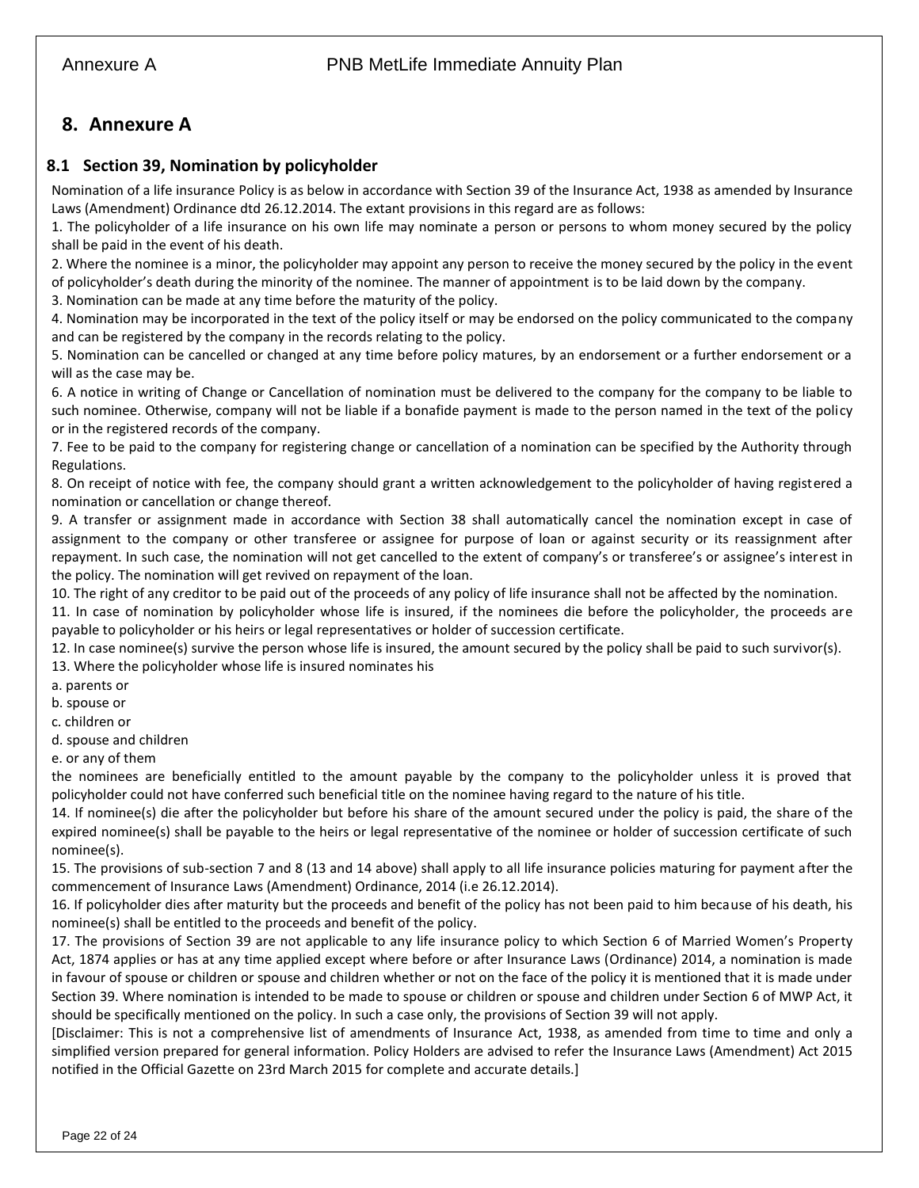# 8. Annexure A

## 8.1 Section 39, Nomination by policyholder

Nomination of a life insurance Policy is as below in accordance with Section 39 of the Insurance Act, 1938 as amended by Insurance Laws (Amendment) Ordinance dtd 26.12.2014. The extant provisions in this regard are as follows:

1. The policyholder of a life insurance on his own life may nominate a person or persons to whom money secured by the policy shall be paid in the event of his death.
2. Where the nominee is a minor, the policyholder may appoint any person to receive the money secured by the policy in the event of policyholder's death during the minority of the nominee. The manner of appointment is to be laid down by the company.
3. Nomination can be made at any time before the maturity of the policy.
4. Nomination may be incorporated in the text of the policy itself or may be endorsed on the policy communicated to the company and can be registered by the company in the records relating to the policy.
5. Nomination can be cancelled or changed at any time before policy matures, by an endorsement or a further endorsement or a will as the case may be.
6. A notice in writing of Change or Cancellation of nomination must be delivered to the company for the company to be liable to such nominee. Otherwise, company will not be liable if a bonafide payment is made to the person named in the text of the policy or in the registered records of the company.
7. Fee to be paid to the company for registering change or cancellation of a nomination can be specified by the Authority through Regulations.
8. On receipt of notice with fee, the company should grant a written acknowledgement to the policyholder of having registered a nomination or cancellation or change thereof.
9. A transfer or assignment made in accordance with Section 38 shall automatically cancel the nomination except in case of assignment to the company or other transferee or assignee for purpose of loan or against security or its reassignment after repayment. In such case, the nomination will not get cancelled to the extent of company's or transferee's or assignee's interest in the policy. The nomination will get revived on repayment of the loan.
10. The right of any creditor to be paid out of the proceeds of any policy of life insurance shall not be affected by the nomination.
11. In case of nomination by policyholder whose life is insured, if the nominees die before the policyholder, the proceeds are payable to policyholder or his heirs or legal representatives or holder of succession certificate.
12. In case nominee(s) survive the person whose life is insured, the amount secured by the policy shall be paid to such survivor(s).
13. Where the policyholder whose life is insured nominates his
   a. parents or
   b. spouse or
   c. children or
   d. spouse and children
   e. or any of them

   the nominees are beneficially entitled to the amount payable by the company to the policyholder unless it is proved that policyholder could not have conferred such beneficial title on the nominee having regard to the nature of his title.
14. If nominee(s) die after the policyholder but before his share of the amount secured under the policy is paid, the share of the expired nominee(s) shall be payable to the heirs or legal representative of the nominee or holder of succession certificate of such nominee(s).
15. The provisions of sub-section 7 and 8 (13 and 14 above) shall apply to all life insurance policies maturing for payment after the commencement of Insurance Laws (Amendment) Ordinance, 2014 (i.e 26.12.2014).
16. If policyholder dies after maturity but the proceeds and benefit of the policy has not been paid to him because of his death, his nominee(s) shall be entitled to the proceeds and benefit of the policy.
17. The provisions of Section 39 are not applicable to any life insurance policy to which Section 6 of Married Women's Property Act, 1874 applies or has at any time applied except where before or after Insurance Laws (Ordinance) 2014, a nomination is made in favour of spouse or children or spouse and children whether or not on the face of the policy it is mentioned that it is made under Section 39. Where nomination is intended to be made to spouse or children or spouse and children under Section 6 of MWP Act, it should be specifically mentioned on the policy. In such a case only, the provisions of Section 39 will not apply.

[Disclaimer: This is not a comprehensive list of amendments of Insurance Act, 1938, as amended from time to time and only a simplified version prepared for general information. Policy Holders are advised to refer the Insurance Laws (Amendment) Act 2015 notified in the Official Gazette on 23rd March 2015 for complete and accurate details.]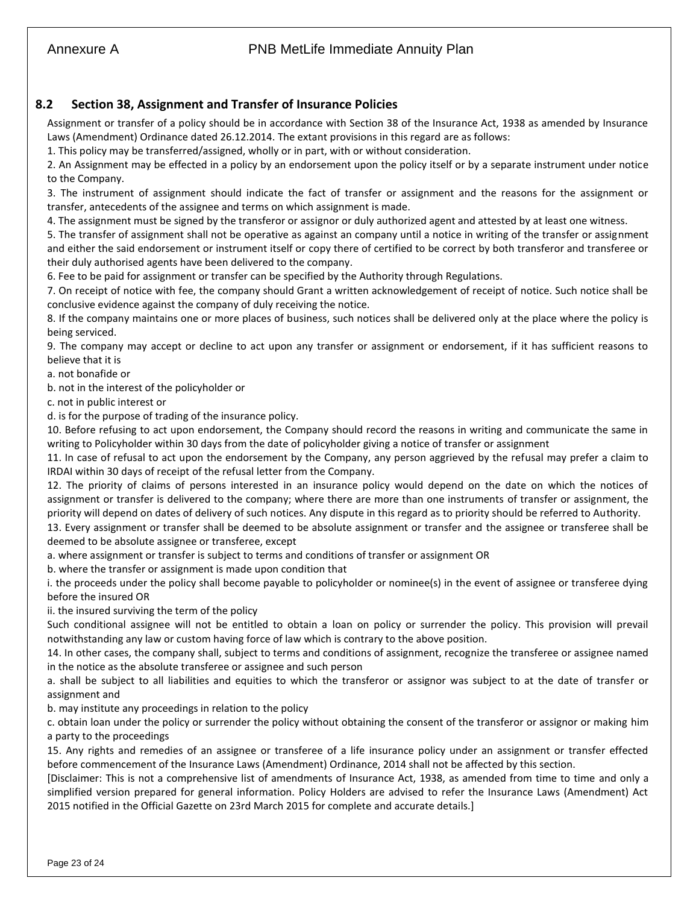## 8.2 Section 38, Assignment and Transfer of Insurance Policies

Assignment or transfer of a policy should be in accordance with Section 38 of the Insurance Act, 1938 as amended by Insurance Laws (Amendment) Ordinance dated 26.12.2014. The extant provisions in this regard are as follows:

1. This policy may be transferred/assigned, wholly or in part, with or without consideration.
2. An Assignment may be effected in a policy by an endorsement upon the policy itself or by a separate instrument under notice to the Company.
3. The instrument of assignment should indicate the fact of transfer or assignment and the reasons for the assignment or transfer, antecedents of the assignee and terms on which assignment is made.
4. The assignment must be signed by the transferor or assignor or duly authorized agent and attested by at least one witness.
5. The transfer of assignment shall not be operative as against an company until a notice in writing of the transfer or assignment and either the said endorsement or instrument itself or copy there of certified to be correct by both transferor and transferee or their duly authorised agents have been delivered to the company.
6. Fee to be paid for assignment or transfer can be specified by the Authority through Regulations.
7. On receipt of notice with fee, the company should Grant a written acknowledgement of receipt of notice. Such notice shall be conclusive evidence against the company of duly receiving the notice.
8. If the company maintains one or more places of business, such notices shall be delivered only at the place where the policy is being serviced.
9. The company may accept or decline to act upon any transfer or assignment or endorsement, if it has sufficient reasons to believe that it is
   a. not bonafide or
   b. not in the interest of the policyholder or
   c. not in public interest or
   d. is for the purpose of trading of the insurance policy.
10. Before refusing to act upon endorsement, the Company should record the reasons in writing and communicate the same in writing to Policyholder within 30 days from the date of policyholder giving a notice of transfer or assignment
11. In case of refusal to act upon the endorsement by the Company, any person aggrieved by the refusal may prefer a claim to IRDAI within 30 days of receipt of the refusal letter from the Company.
12. The priority of claims of persons interested in an insurance policy would depend on the date on which the notices of assignment or transfer is delivered to the company; where there are more than one instruments of transfer or assignment, the priority will depend on dates of delivery of such notices. Any dispute in this regard as to priority should be referred to Authority.
13. Every assignment or transfer shall be deemed to be absolute assignment or transfer and the assignee or transferee shall be deemed to be absolute assignee or transferee, except
   a. where assignment or transfer is subject to terms and conditions of transfer or assignment OR
   b. where the transfer or assignment is made upon condition that
      i. the proceeds under the policy shall become payable to policyholder or nominee(s) in the event of assignee or transferee dying before the insured OR
      ii. the insured surviving the term of the policy

   Such conditional assignee will not be entitled to obtain a loan on policy or surrender the policy. This provision will prevail notwithstanding any law or custom having force of law which is contrary to the above position.
14. In other cases, the company shall, subject to terms and conditions of assignment, recognize the transferee or assignee named in the notice as the absolute transferee or assignee and such person
   a. shall be subject to all liabilities and equities to which the transferor or assignor was subject to at the date of transfer or assignment and
   b. may institute any proceedings in relation to the policy
   c. obtain loan under the policy or surrender the policy without obtaining the consent of the transferor or assignor or making him a party to the proceedings
15. Any rights and remedies of an assignee or transferee of a life insurance policy under an assignment or transfer effected before commencement of the Insurance Laws (Amendment) Ordinance, 2014 shall not be affected by this section.

[Disclaimer: This is not a comprehensive list of amendments of Insurance Act, 1938, as amended from time to time and only a simplified version prepared for general information. Policy Holders are advised to refer the Insurance Laws (Amendment) Act 2015 notified in the Official Gazette on 23rd March 2015 for complete and accurate details.]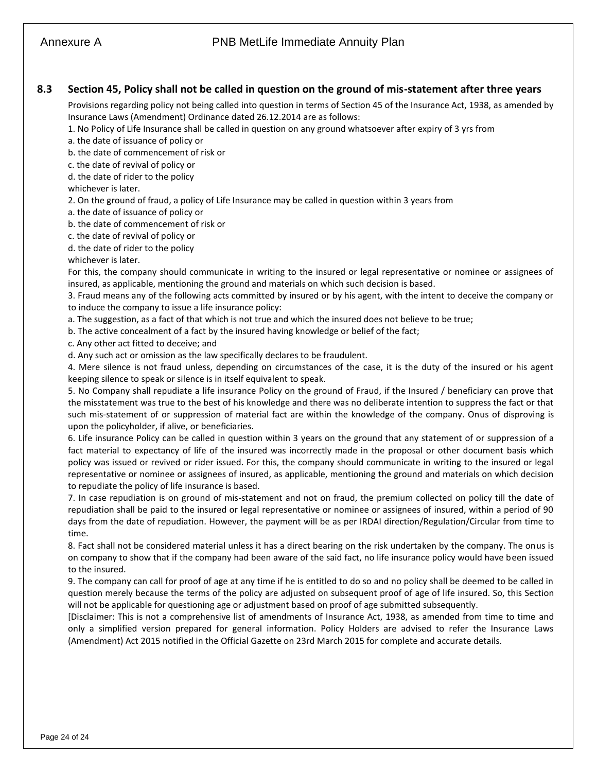## 8.3 Section 45, Policy shall not be called in question on the ground of mis-statement after three years

Provisions regarding policy not being called into question in terms of Section 45 of the Insurance Act, 1938, as amended by Insurance Laws (Amendment) Ordinance dated 26.12.2014 are as follows:

1. No Policy of Life Insurance shall be called in question on any ground whatsoever after expiry of 3 yrs from

a. the date of issuance of policy or

b. the date of commencement of risk or

c. the date of revival of policy or

d. the date of rider to the policy

whichever is later.

2. On the ground of fraud, a policy of Life Insurance may be called in question within 3 years from

a. the date of issuance of policy or

b. the date of commencement of risk or

c. the date of revival of policy or

d. the date of rider to the policy

whichever is later.

For this, the company should communicate in writing to the insured or legal representative or nominee or assignees of insured, as applicable, mentioning the ground and materials on which such decision is based.

3. Fraud means any of the following acts committed by insured or by his agent, with the intent to deceive the company or to induce the company to issue a life insurance policy:

a. The suggestion, as a fact of that which is not true and which the insured does not believe to be true;

b. The active concealment of a fact by the insured having knowledge or belief of the fact;

c. Any other act fitted to deceive; and

d. Any such act or omission as the law specifically declares to be fraudulent.

4. Mere silence is not fraud unless, depending on circumstances of the case, it is the duty of the insured or his agent keeping silence to speak or silence is in itself equivalent to speak.

5. No Company shall repudiate a life insurance Policy on the ground of Fraud, if the Insured / beneficiary can prove that the misstatement was true to the best of his knowledge and there was no deliberate intention to suppress the fact or that such mis-statement of or suppression of material fact are within the knowledge of the company. Onus of disproving is upon the policyholder, if alive, or beneficiaries.

6. Life insurance Policy can be called in question within 3 years on the ground that any statement of or suppression of a fact material to expectancy of life of the insured was incorrectly made in the proposal or other document basis which policy was issued or revived or rider issued. For this, the company should communicate in writing to the insured or legal representative or nominee or assignees of insured, as applicable, mentioning the ground and materials on which decision to repudiate the policy of life insurance is based.

7. In case repudiation is on ground of mis-statement and not on fraud, the premium collected on policy till the date of repudiation shall be paid to the insured or legal representative or nominee or assignees of insured, within a period of 90 days from the date of repudiation. However, the payment will be as per IRDAI direction/Regulation/Circular from time to time.

8. Fact shall not be considered material unless it has a direct bearing on the risk undertaken by the company. The onus is on company to show that if the company had been aware of the said fact, no life insurance policy would have been issued to the insured.

9. The company can call for proof of age at any time if he is entitled to do so and no policy shall be deemed to be called in question merely because the terms of the policy are adjusted on subsequent proof of age of life insured. So, this Section will not be applicable for questioning age or adjustment based on proof of age submitted subsequently.

[Disclaimer: This is not a comprehensive list of amendments of Insurance Act, 1938, as amended from time to time and only a simplified version prepared for general information. Policy Holders are advised to refer the Insurance Laws (Amendment) Act 2015 notified in the Official Gazette on 23rd March 2015 for complete and accurate details.